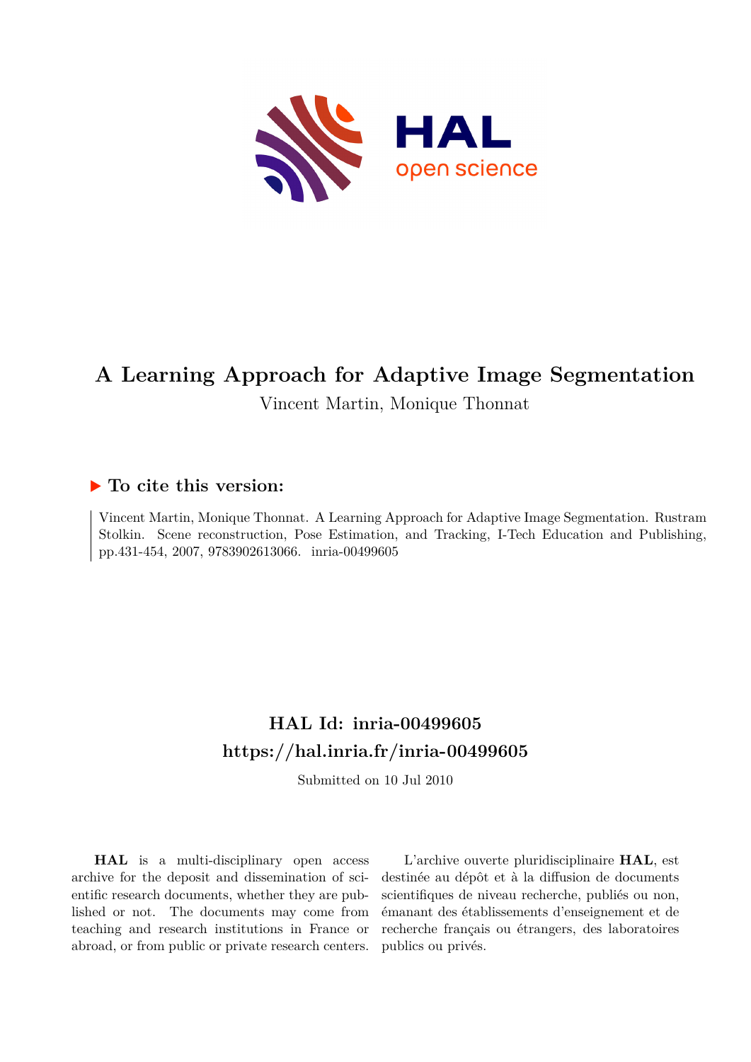# A Learning Approach for Adaptive Image Segmentation

Vincent Martin, Monique Thonnat

## ▶ To cite this version:

Vincent Martin, Monique Thonnat. A Learning Approach for Adaptive Image Segmentation. Rustram Stolkin. Scene reconstruction, Pose Estimation, and Tracking, I-Tech Education and Publishing, pp.431-454, 2007, 9783902613066. inria-00499605

## HAL Id: inria-00499605
## https://hal.inria.fr/inria-00499605

Submitted on 10 Jul 2010

**HAL** is a multi-disciplinary open access archive for the deposit and dissemination of scientific research documents, whether they are published or not. The documents may come from teaching and research institutions in France or abroad, or from public or private research centers.

L'archive ouverte pluridisciplinaire **HAL**, est destinée au dépôt et à la diffusion de documents scientifiques de niveau recherche, publiés ou non, émanant des établissements d'enseignement et de recherche français ou étrangers, des laboratoires publics ou privés.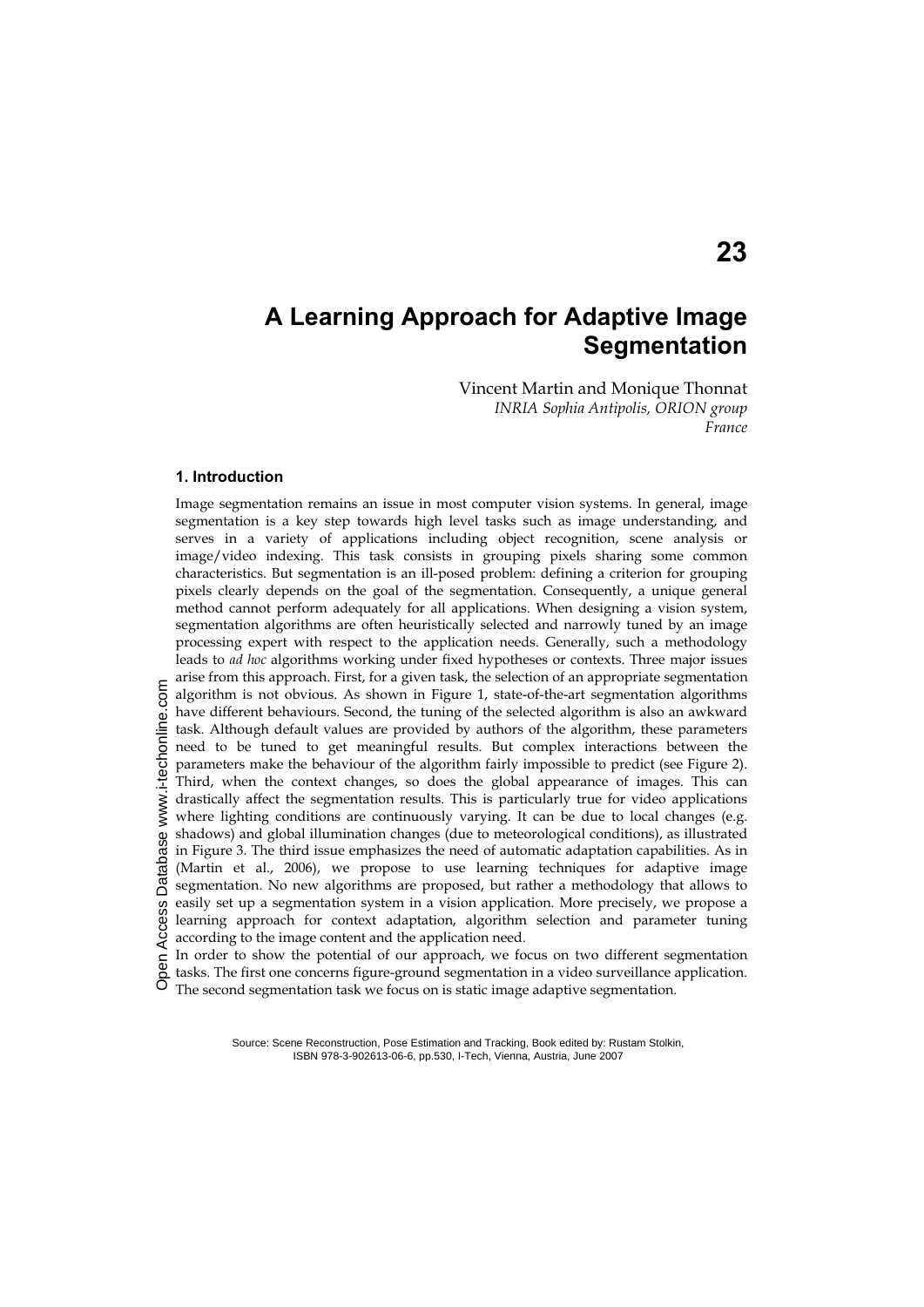# A Learning Approach for Adaptive Image Segmentation

Vincent Martin and Monique Thonnat
*INRIA Sophia Antipolis, ORION group*
*France*

## 1. Introduction

Image segmentation remains an issue in most computer vision systems. In general, image segmentation is a key step towards high level tasks such as image understanding, and serves in a variety of applications including object recognition, scene analysis or image/video indexing. This task consists in grouping pixels sharing some common characteristics. But segmentation is an ill-posed problem: defining a criterion for grouping pixels clearly depends on the goal of the segmentation. Consequently, a unique general method cannot perform adequately for all applications. When designing a vision system, segmentation algorithms are often heuristically selected and narrowly tuned by an image processing expert with respect to the application needs. Generally, such a methodology leads to *ad hoc* algorithms working under fixed hypotheses or contexts. Three major issues arise from this approach. First, for a given task, the selection of an appropriate segmentation algorithm is not obvious. As shown in Figure 1, state-of-the-art segmentation algorithms have different behaviours. Second, the tuning of the selected algorithm is also an awkward task. Although default values are provided by authors of the algorithm, these parameters need to be tuned to get meaningful results. But complex interactions between the parameters make the behaviour of the algorithm fairly impossible to predict (see Figure 2). Third, when the context changes, so does the global appearance of images. This can drastically affect the segmentation results. This is particularly true for video applications where lighting conditions are continuously varying. It can be due to local changes (e.g. shadows) and global illumination changes (due to meteorological conditions), as illustrated in Figure 3. The third issue emphasizes the need of automatic adaptation capabilities. As in (Martin et al., 2006), we propose to use learning techniques for adaptive image segmentation. No new algorithms are proposed, but rather a methodology that allows to easily set up a segmentation system in a vision application. More precisely, we propose a learning approach for context adaptation, algorithm selection and parameter tuning according to the image content and the application need.

In order to show the potential of our approach, we focus on two different segmentation tasks. The first one concerns figure-ground segmentation in a video surveillance application. The second segmentation task we focus on is static image adaptive segmentation.

Source: Scene Reconstruction, Pose Estimation and Tracking, Book edited by: Rustam Stolkin, ISBN 978-3-902613-06-6, pp.530, I-Tech, Vienna, Austria, June 2007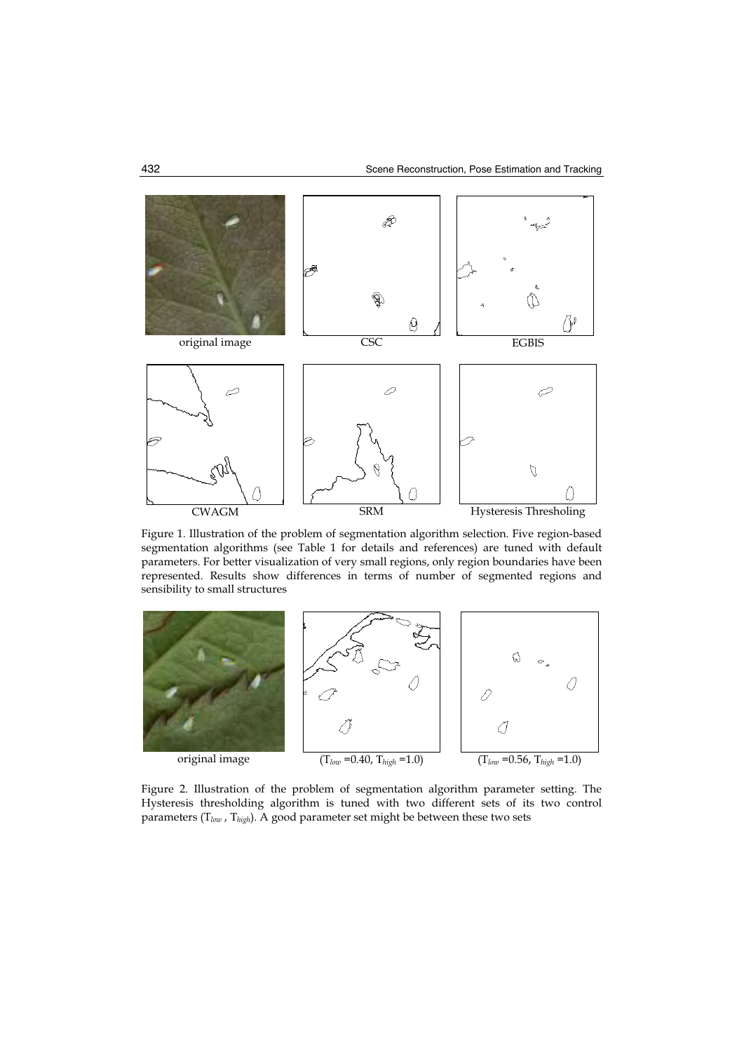original image | CSC | EGBIS

CWAGM | SRM | Hysteresis Thresholing

Figure 1. Illustration of the problem of segmentation algorithm selection. Five region-based segmentation algorithms (see Table 1 for details and references) are tuned with default parameters. For better visualization of very small regions, only region boundaries have been represented. Results show differences in terms of number of segmented regions and sensibility to small structures

original image | ($T_{low}$ =0.40, $T_{high}$ =1.0) | ($T_{low}$ =0.56, $T_{high}$ =1.0)

Figure 2. Illustration of the problem of segmentation algorithm parameter setting. The Hysteresis thresholding algorithm is tuned with two different sets of its two control parameters ($T_{low}$ , $T_{high}$). A good parameter set might be between these two sets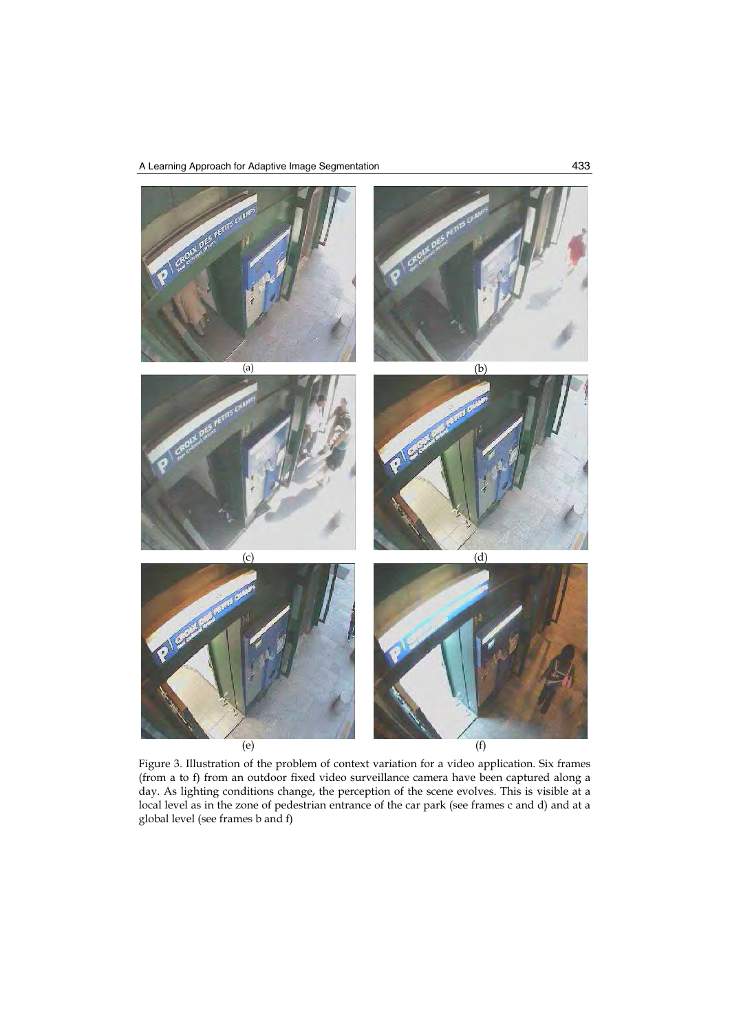(a)

(b)

(c)

(d)

(e)

(f)

Figure 3. Illustration of the problem of context variation for a video application. Six frames (from a to f) from an outdoor fixed video surveillance camera have been captured along a day. As lighting conditions change, the perception of the scene evolves. This is visible at a local level as in the zone of pedestrian entrance of the car park (see frames c and d) and at a global level (see frames b and f)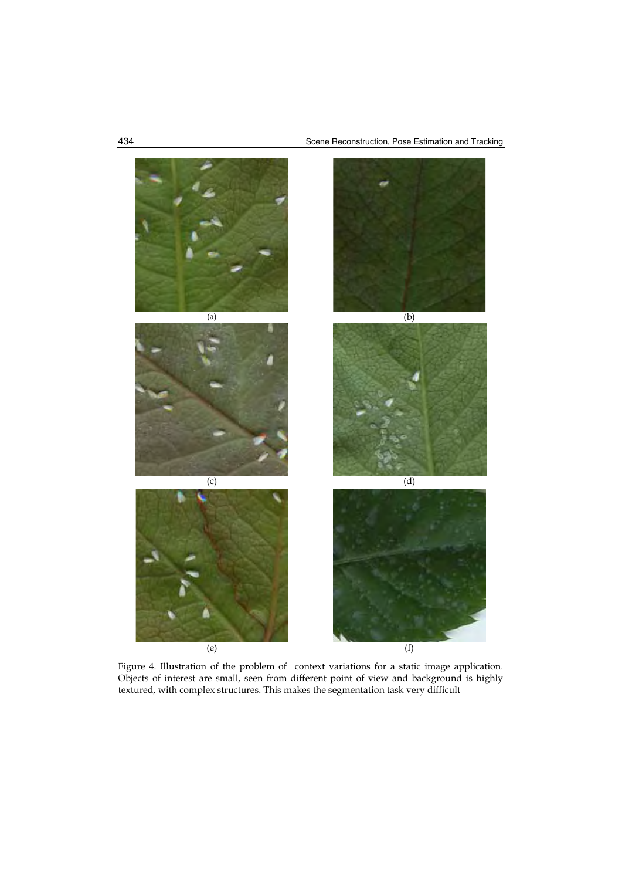(a)

(b)

(c)

(d)

(e)

(f)

Figure 4. Illustration of the problem of context variations for a static image application. Objects of interest are small, seen from different point of view and background is highly textured, with complex structures. This makes the segmentation task very difficult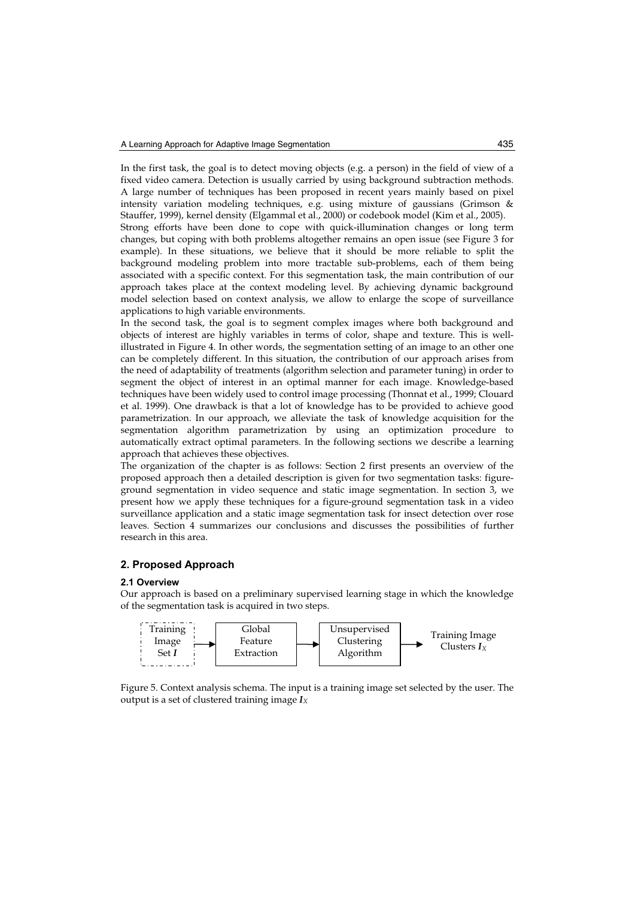In the first task, the goal is to detect moving objects (e.g. a person) in the field of view of a fixed video camera. Detection is usually carried by using background subtraction methods. A large number of techniques has been proposed in recent years mainly based on pixel intensity variation modeling techniques, e.g. using mixture of gaussians (Grimson & Stauffer, 1999), kernel density (Elgammal et al., 2000) or codebook model (Kim et al., 2005). Strong efforts have been done to cope with quick-illumination changes or long term changes, but coping with both problems altogether remains an open issue (see Figure 3 for example). In these situations, we believe that it should be more reliable to split the background modeling problem into more tractable sub-problems, each of them being associated with a specific context. For this segmentation task, the main contribution of our approach takes place at the context modeling level. By achieving dynamic background model selection based on context analysis, we allow to enlarge the scope of surveillance applications to high variable environments.

In the second task, the goal is to segment complex images where both background and objects of interest are highly variables in terms of color, shape and texture. This is well-illustrated in Figure 4. In other words, the segmentation setting of an image to an other one can be completely different. In this situation, the contribution of our approach arises from the need of adaptability of treatments (algorithm selection and parameter tuning) in order to segment the object of interest in an optimal manner for each image. Knowledge-based techniques have been widely used to control image processing (Thonnat et al., 1999; Clouard et al. 1999). One drawback is that a lot of knowledge has to be provided to achieve good parametrization. In our approach, we alleviate the task of knowledge acquisition for the segmentation algorithm parametrization by using an optimization procedure to automatically extract optimal parameters. In the following sections we describe a learning approach that achieves these objectives.

The organization of the chapter is as follows: Section 2 first presents an overview of the proposed approach then a detailed description is given for two segmentation tasks: figure-ground segmentation in video sequence and static image segmentation. In section 3, we present how we apply these techniques for a figure-ground segmentation task in a video surveillance application and a static image segmentation task for insect detection over rose leaves. Section 4 summarizes our conclusions and discusses the possibilities of further research in this area.

## 2. Proposed Approach

### 2.1 Overview

Our approach is based on a preliminary supervised learning stage in which the knowledge of the segmentation task is acquired in two steps.

Training Image Set $\boldsymbol{I}$ → Global Feature Extraction → Unsupervised Clustering Algorithm → Training Image Clusters $\boldsymbol{I}_X$

Figure 5. Context analysis schema. The input is a training image set selected by the user. The output is a set of clustered training image $\boldsymbol{I}_X$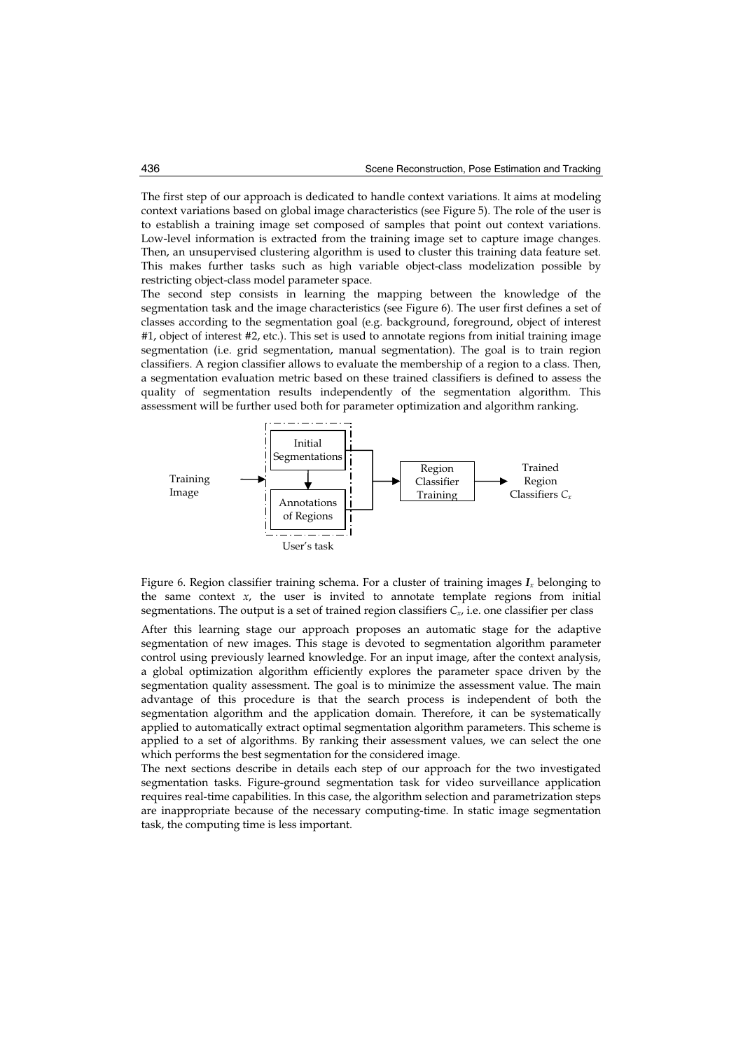The first step of our approach is dedicated to handle context variations. It aims at modeling context variations based on global image characteristics (see Figure 5). The role of the user is to establish a training image set composed of samples that point out context variations. Low-level information is extracted from the training image set to capture image changes. Then, an unsupervised clustering algorithm is used to cluster this training data feature set. This makes further tasks such as high variable object-class modelization possible by restricting object-class model parameter space.

The second step consists in learning the mapping between the knowledge of the segmentation task and the image characteristics (see Figure 6). The user first defines a set of classes according to the segmentation goal (e.g. background, foreground, object of interest #1, object of interest #2, etc.). This set is used to annotate regions from initial training image segmentation (i.e. grid segmentation, manual segmentation). The goal is to train region classifiers. A region classifier allows to evaluate the membership of a region to a class. Then, a segmentation evaluation metric based on these trained classifiers is defined to assess the quality of segmentation results independently of the segmentation algorithm. This assessment will be further used both for parameter optimization and algorithm ranking.

Training Image → [Initial Segmentations → Annotations of Regions] (User's task) → Region Classifier Training → Trained Region Classifiers $C_x$

Figure 6. Region classifier training schema. For a cluster of training images $\boldsymbol{I}_x$ belonging to the same context $x$, the user is invited to annotate template regions from initial segmentations. The output is a set of trained region classifiers $C_x$, i.e. one classifier per class

After this learning stage our approach proposes an automatic stage for the adaptive segmentation of new images. This stage is devoted to segmentation algorithm parameter control using previously learned knowledge. For an input image, after the context analysis, a global optimization algorithm efficiently explores the parameter space driven by the segmentation quality assessment. The goal is to minimize the assessment value. The main advantage of this procedure is that the search process is independent of both the segmentation algorithm and the application domain. Therefore, it can be systematically applied to automatically extract optimal segmentation algorithm parameters. This scheme is applied to a set of algorithms. By ranking their assessment values, we can select the one which performs the best segmentation for the considered image.

The next sections describe in details each step of our approach for the two investigated segmentation tasks. Figure-ground segmentation task for video surveillance application requires real-time capabilities. In this case, the algorithm selection and parametrization steps are inappropriate because of the necessary computing-time. In static image segmentation task, the computing time is less important.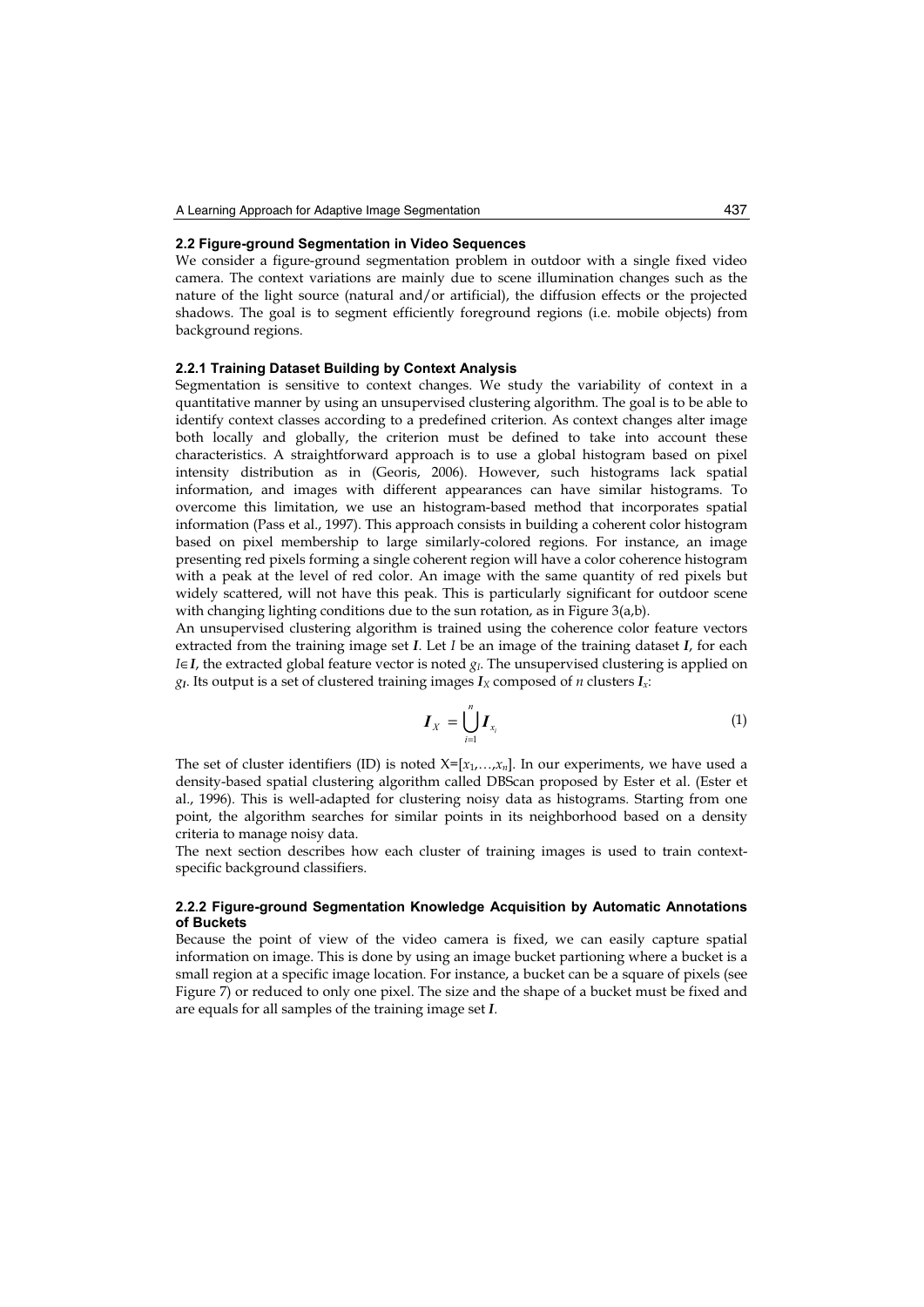### 2.2 Figure-ground Segmentation in Video Sequences

We consider a figure-ground segmentation problem in outdoor with a single fixed video camera. The context variations are mainly due to scene illumination changes such as the nature of the light source (natural and/or artificial), the diffusion effects or the projected shadows. The goal is to segment efficiently foreground regions (i.e. mobile objects) from background regions.

#### 2.2.1 Training Dataset Building by Context Analysis

Segmentation is sensitive to context changes. We study the variability of context in a quantitative manner by using an unsupervised clustering algorithm. The goal is to be able to identify context classes according to a predefined criterion. As context changes alter image both locally and globally, the criterion must be defined to take into account these characteristics. A straightforward approach is to use a global histogram based on pixel intensity distribution as in (Georis, 2006). However, such histograms lack spatial information, and images with different appearances can have similar histograms. To overcome this limitation, we use an histogram-based method that incorporates spatial information (Pass et al., 1997). This approach consists in building a coherent color histogram based on pixel membership to large similarly-colored regions. For instance, an image presenting red pixels forming a single coherent region will have a color coherence histogram with a peak at the level of red color. An image with the same quantity of red pixels but widely scattered, will not have this peak. This is particularly significant for outdoor scene with changing lighting conditions due to the sun rotation, as in Figure 3(a,b).

An unsupervised clustering algorithm is trained using the coherence color feature vectors extracted from the training image set $\boldsymbol{I}$. Let $I$ be an image of the training dataset $\boldsymbol{I}$, for each $I \in \boldsymbol{I}$, the extracted global feature vector is noted $g_I$. The unsupervised clustering is applied on $g_{\boldsymbol{I}}$. Its output is a set of clustered training images $\boldsymbol{I}_X$ composed of $n$ clusters $\boldsymbol{I}_x$:

$$\boldsymbol{I}_X = \bigcup_{i=1}^{n} \boldsymbol{I}_{x_i} \tag{1}$$

The set of cluster identifiers (ID) is noted $X=[x_1,\ldots,x_n]$. In our experiments, we have used a density-based spatial clustering algorithm called DBScan proposed by Ester et al. (Ester et al., 1996). This is well-adapted for clustering noisy data as histograms. Starting from one point, the algorithm searches for similar points in its neighborhood based on a density criteria to manage noisy data.

The next section describes how each cluster of training images is used to train context-specific background classifiers.

#### 2.2.2 Figure-ground Segmentation Knowledge Acquisition by Automatic Annotations of Buckets

Because the point of view of the video camera is fixed, we can easily capture spatial information on image. This is done by using an image bucket partioning where a bucket is a small region at a specific image location. For instance, a bucket can be a square of pixels (see Figure 7) or reduced to only one pixel. The size and the shape of a bucket must be fixed and are equals for all samples of the training image set $\boldsymbol{I}$.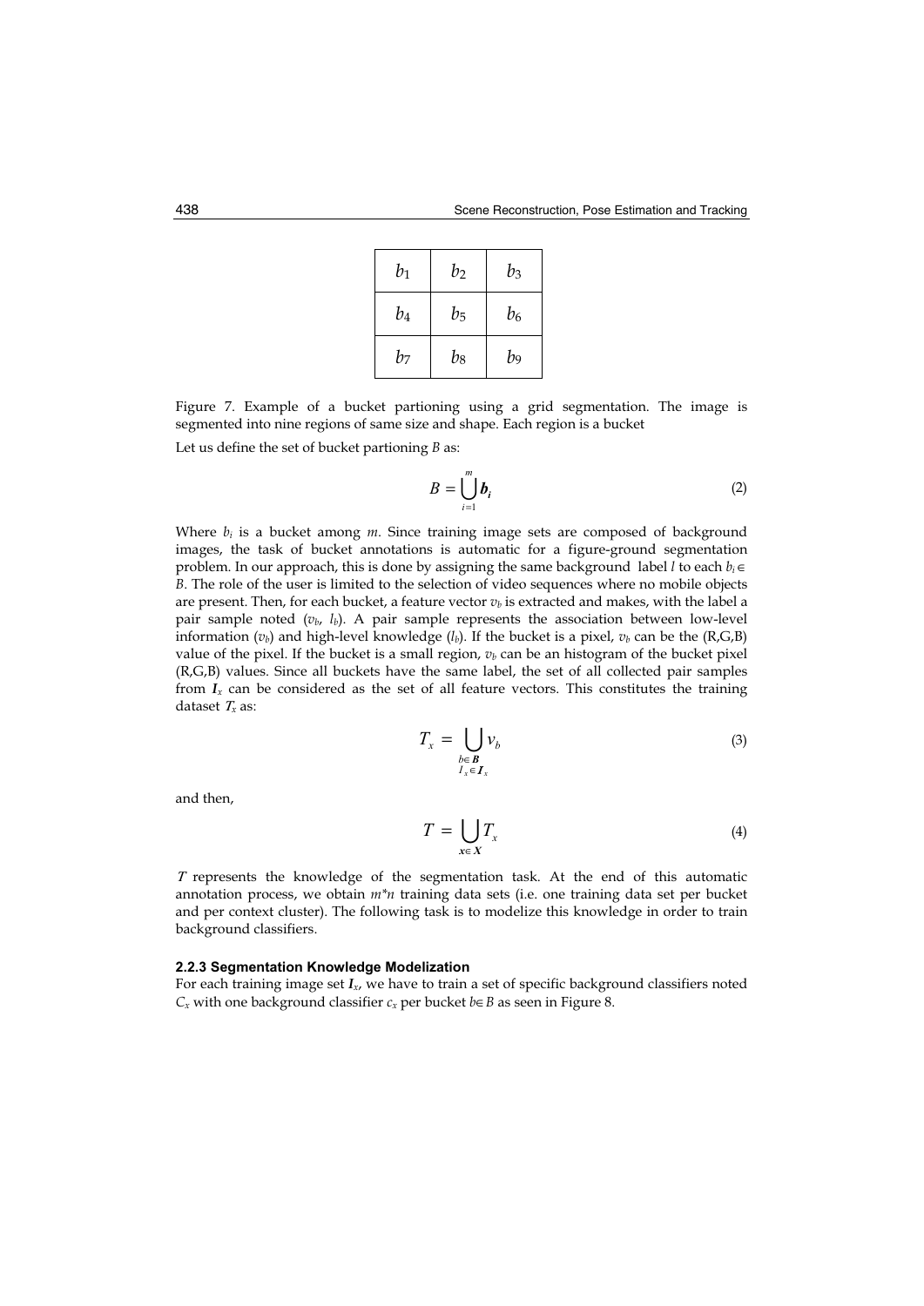| $b_1$ | $b_2$ | $b_3$ |
|---|---|---|
| $b_4$ | $b_5$ | $b_6$ |
| $b_7$ | $b_8$ | $b_9$ |

Figure 7. Example of a bucket partioning using a grid segmentation. The image is segmented into nine regions of same size and shape. Each region is a bucket

Let us define the set of bucket partioning $B$ as:

$$B = \bigcup_{i=1}^{m} \boldsymbol{b_i} \tag{2}$$

Where $b_i$ is a bucket among $m$. Since training image sets are composed of background images, the task of bucket annotations is automatic for a figure-ground segmentation problem. In our approach, this is done by assigning the same background label $l$ to each $b_i \in B$. The role of the user is limited to the selection of video sequences where no mobile objects are present. Then, for each bucket, a feature vector $v_b$ is extracted and makes, with the label a pair sample noted $(v_b, l_b)$. A pair sample represents the association between low-level information ($v_b$) and high-level knowledge ($l_b$). If the bucket is a pixel, $v_b$ can be the (R,G,B) value of the pixel. If the bucket is a small region, $v_b$ can be an histogram of the bucket pixel (R,G,B) values. Since all buckets have the same label, the set of all collected pair samples from $\boldsymbol{I}_x$ can be considered as the set of all feature vectors. This constitutes the training dataset $T_x$ as:

$$T_x = \bigcup_{\substack{b \in \boldsymbol{B} \\ I_x \in \boldsymbol{I}_x}} v_b \tag{3}$$

and then,

$$T = \bigcup_{\boldsymbol{x} \in \boldsymbol{X}} T_x \tag{4}$$

$T$ represents the knowledge of the segmentation task. At the end of this automatic annotation process, we obtain $m$*$n$ training data sets (i.e. one training data set per bucket and per context cluster). The following task is to modelize this knowledge in order to train background classifiers.

#### 2.2.3 Segmentation Knowledge Modelization

For each training image set $\boldsymbol{I}_x$, we have to train a set of specific background classifiers noted $C_x$ with one background classifier $c_x$ per bucket $b \in B$ as seen in Figure 8.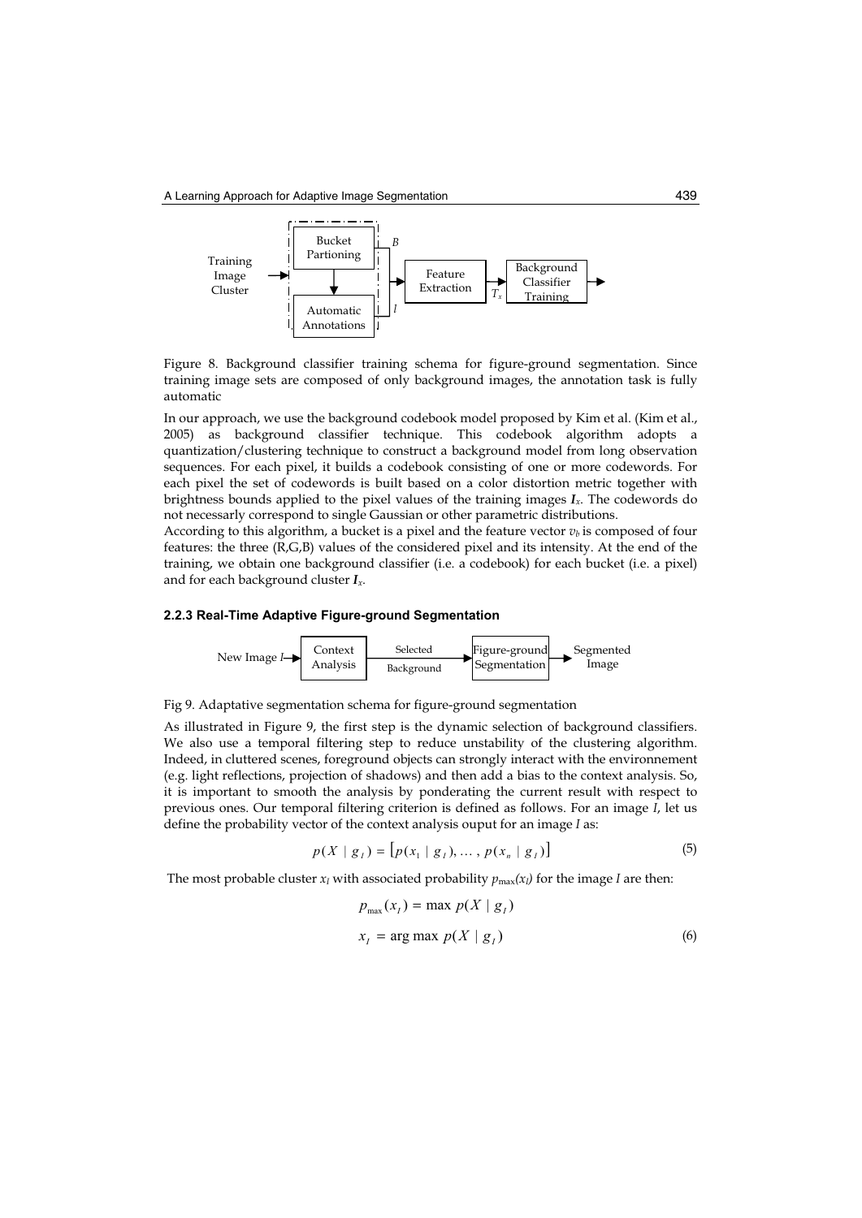Figure 8. Background classifier training schema for figure-ground segmentation. Since training image sets are composed of only background images, the annotation task is fully automatic

In our approach, we use the background codebook model proposed by Kim et al. (Kim et al., 2005) as background classifier technique. This codebook algorithm adopts a quantization/clustering technique to construct a background model from long observation sequences. For each pixel, it builds a codebook consisting of one or more codewords. For each pixel the set of codewords is built based on a color distortion metric together with brightness bounds applied to the pixel values of the training images $\boldsymbol{I}_x$. The codewords do not necessarly correspond to single Gaussian or other parametric distributions.

According to this algorithm, a bucket is a pixel and the feature vector $v_b$ is composed of four features: the three (R,G,B) values of the considered pixel and its intensity. At the end of the training, we obtain one background classifier (i.e. a codebook) for each bucket (i.e. a pixel) and for each background cluster $\boldsymbol{I}_x$.

### 2.2.3 Real-Time Adaptive Figure-ground Segmentation

Fig 9. Adaptative segmentation schema for figure-ground segmentation

As illustrated in Figure 9, the first step is the dynamic selection of background classifiers. We also use a temporal filtering step to reduce unstability of the clustering algorithm. Indeed, in cluttered scenes, foreground objects can strongly interact with the environnement (e.g. light reflections, projection of shadows) and then add a bias to the context analysis. So, it is important to smooth the analysis by ponderating the current result with respect to previous ones. Our temporal filtering criterion is defined as follows. For an image $I$, let us define the probability vector of the context analysis ouput for an image $I$ as:

$$p(X \mid g_I) = \left[p(x_1 \mid g_I), \dots , p(x_n \mid g_I)\right] \tag{5}$$

The most probable cluster $x_I$ with associated probability $p_{\max}(x_I)$ for the image $I$ are then:

$$p_{\max}(x_I) = \max\ p(X \mid g_I)$$

$$x_I = \arg\max\ p(X \mid g_I) \tag{6}$$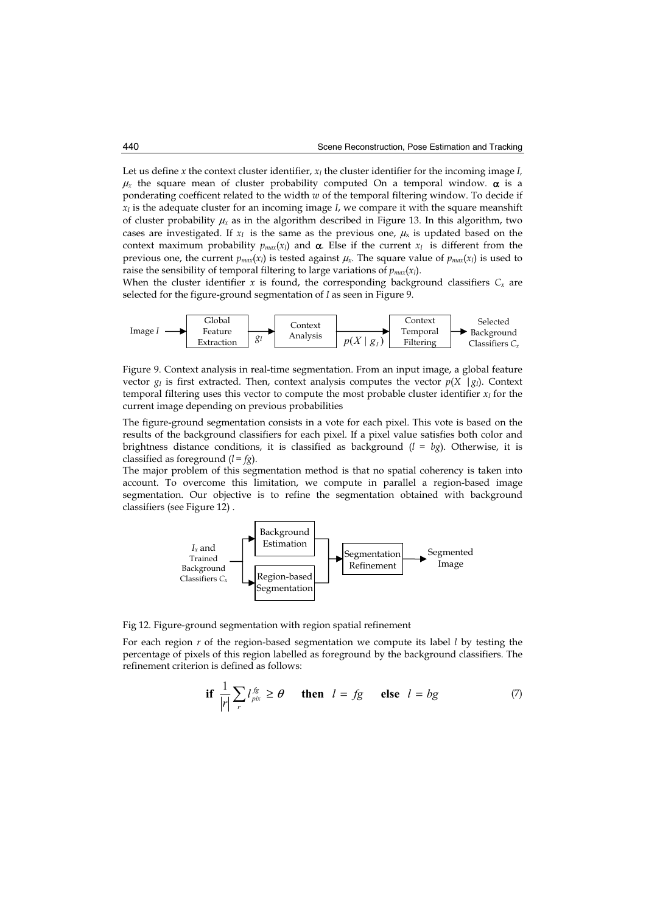Let us define $x$ the context cluster identifier, $x_I$ the cluster identifier for the incoming image $I$, $\mu_x$ the square mean of cluster probability computed On a temporal window. $\alpha$ is a ponderating coefficent related to the width $w$ of the temporal filtering window. To decide if $x_I$ is the adequate cluster for an incoming image $I$, we compare it with the square meanshift of cluster probability $\mu_x$ as in the algorithm described in Figure 13. In this algorithm, two cases are investigated. If $x_I$ is the same as the previous one, $\mu_x$ is updated based on the context maximum probability $p_{max}(x_I)$ and $\alpha$. Else if the current $x_I$ is different from the previous one, the current $p_{max}(x_I)$ is tested against $\mu_x$. The square value of $p_{max}(x_I)$ is used to raise the sensibility of temporal filtering to large variations of $p_{max}(x_I)$.

When the cluster identifier $x$ is found, the corresponding background classifiers $C_x$ are selected for the figure-ground segmentation of $I$ as seen in Figure 9.

Image $I$ → Global Feature Extraction → $g_I$ → Context Analysis → $p(X \mid g_I)$ → Context Temporal Filtering → Selected Background Classifiers $C_x$

Figure 9. Context analysis in real-time segmentation. From an input image, a global feature vector $g_I$ is first extracted. Then, context analysis computes the vector $p(X \mid g_I)$. Context temporal filtering uses this vector to compute the most probable cluster identifier $x_I$ for the current image depending on previous probabilities

The figure-ground segmentation consists in a vote for each pixel. This vote is based on the results of the background classifiers for each pixel. If a pixel value satisfies both color and brightness distance conditions, it is classified as background ($l = bg$). Otherwise, it is classified as foreground ($l = fg$).

The major problem of this segmentation method is that no spatial coherency is taken into account. To overcome this limitation, we compute in parallel a region-based image segmentation. Our objective is to refine the segmentation obtained with background classifiers (see Figure 12) .

$I_x$ and Trained Background Classifiers $C_x$ → Background Estimation / Region-based Segmentation → Segmentation Refinement → Segmented Image

Fig 12. Figure-ground segmentation with region spatial refinement

For each region $r$ of the region-based segmentation we compute its label $l$ by testing the percentage of pixels of this region labelled as foreground by the background classifiers. The refinement criterion is defined as follows:

$$\textbf{if } \frac{1}{|r|}\sum_{r} l_{pix}^{fg} \geq \theta \quad \textbf{then } l = fg \quad \textbf{else } l = bg \tag{7}$$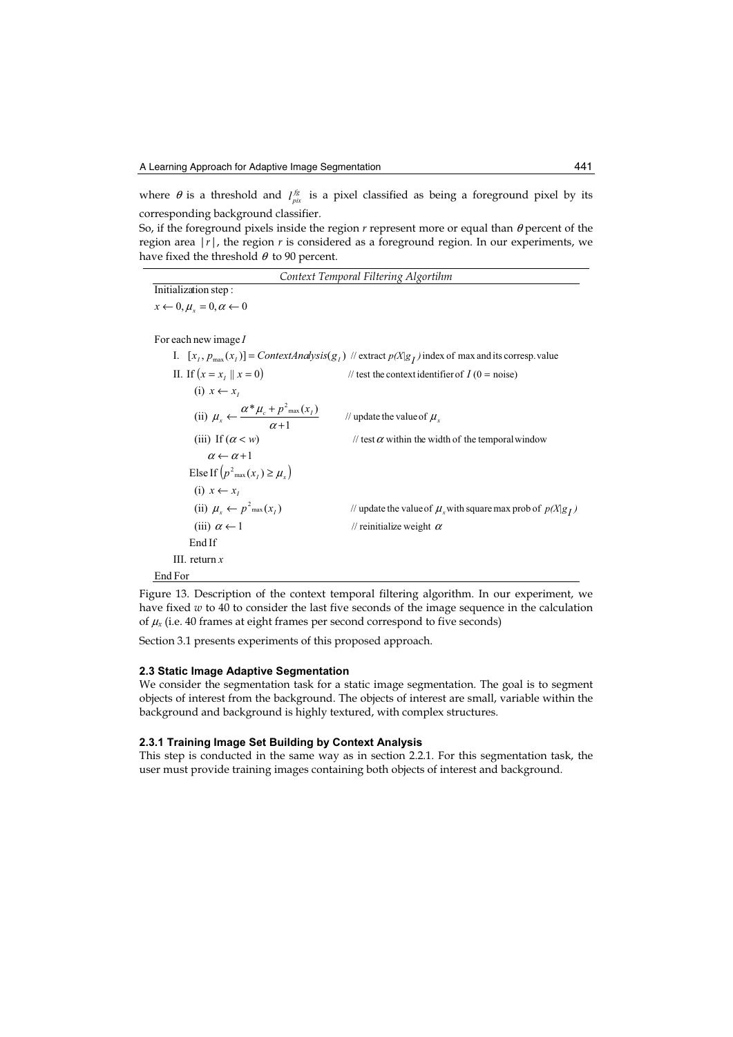where $\theta$ is a threshold and $I_{pix}^{fg}$ is a pixel classified as being a foreground pixel by its corresponding background classifier.

So, if the foreground pixels inside the region $r$ represent more or equal than $\theta$ percent of the region area $|r|$, the region $r$ is considered as a foreground region. In our experiments, we have fixed the threshold $\theta$ to 90 percent.

*Context Temporal Filtering Algortihm*

```
Initialization step :
x ← 0, μ_x = 0, α ← 0

For each new image I
    I.  [x_I, p_max(x_I)] = ContextAnalysis(g_I)  // extract p(X|g_I) index of max and its corresp. value
    II. If (x = x_I || x = 0)                      // test the context identifier of I (0 = noise)
        (i)   x ← x_I
        (ii)  μ_x ← (α * μ_c + p²_max(x_I)) / (α + 1)   // update the value of μ_x
        (iii) If (α < w)                            // test α within the width of the temporal window
                  α ← α + 1
        Else If (p²_max(x_I) ≥ μ_x)
        (i)   x ← x_I
        (ii)  μ_x ← p²_max(x_I)                     // update the value of μ_x with square max prob of p(X|g_I)
        (iii) α ← 1                                 // reinitialize weight α
        End If
    III. return x
End For
```

Figure 13. Description of the context temporal filtering algorithm. In our experiment, we have fixed $w$ to 40 to consider the last five seconds of the image sequence in the calculation of $\mu_x$ (i.e. 40 frames at eight frames per second correspond to five seconds)

Section 3.1 presents experiments of this proposed approach.

### 2.3 Static Image Adaptive Segmentation

We consider the segmentation task for a static image segmentation. The goal is to segment objects of interest from the background. The objects of interest are small, variable within the background and background is highly textured, with complex structures.

#### 2.3.1 Training Image Set Building by Context Analysis

This step is conducted in the same way as in section 2.2.1. For this segmentation task, the user must provide training images containing both objects of interest and background.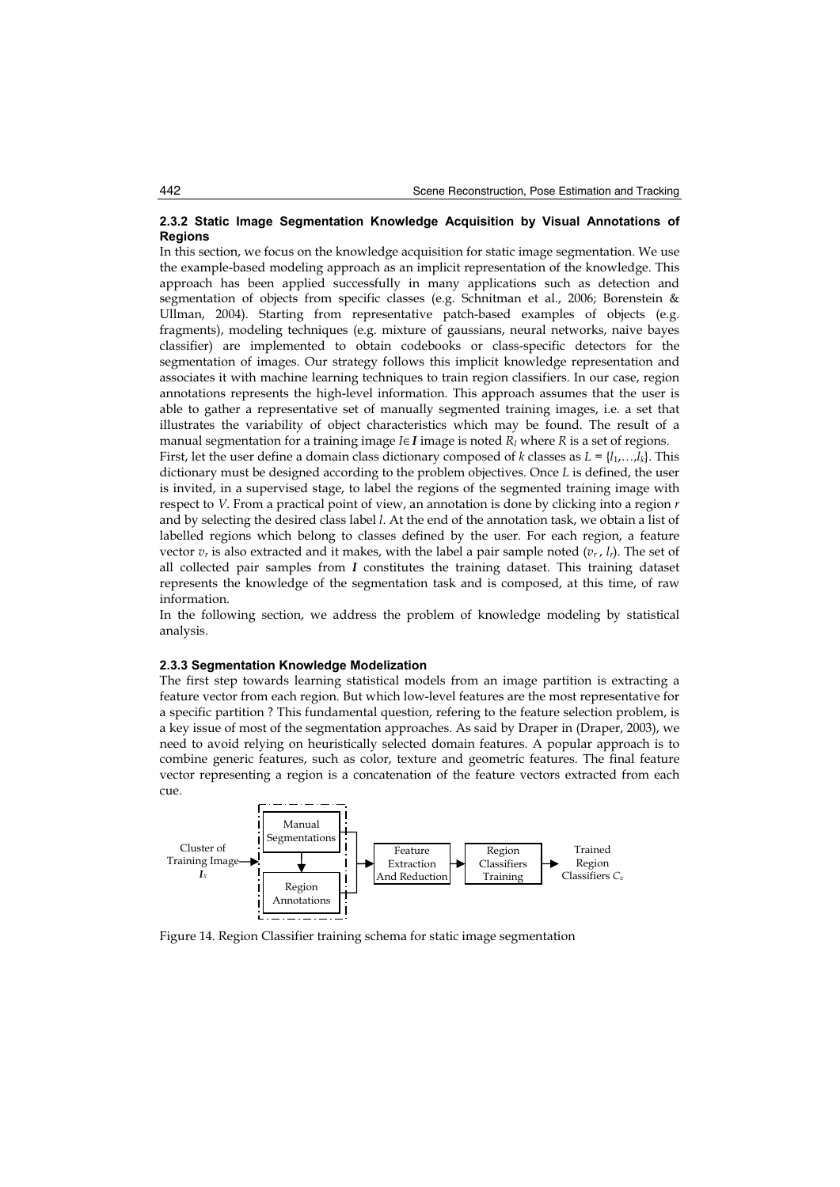### 2.3.2 Static Image Segmentation Knowledge Acquisition by Visual Annotations of Regions

In this section, we focus on the knowledge acquisition for static image segmentation. We use the example-based modeling approach as an implicit representation of the knowledge. This approach has been applied successfully in many applications such as detection and segmentation of objects from specific classes (e.g. Schnitman et al., 2006; Borenstein & Ullman, 2004). Starting from representative patch-based examples of objects (e.g. fragments), modeling techniques (e.g. mixture of gaussians, neural networks, naive bayes classifier) are implemented to obtain codebooks or class-specific detectors for the segmentation of images. Our strategy follows this implicit knowledge representation and associates it with machine learning techniques to train region classifiers. In our case, region annotations represents the high-level information. This approach assumes that the user is able to gather a representative set of manually segmented training images, i.e. a set that illustrates the variability of object characteristics which may be found. The result of a manual segmentation for a training image $I \in \boldsymbol{I}$ image is noted $R_I$ where $R$ is a set of regions.

First, let the user define a domain class dictionary composed of $k$ classes as $L = \{l_1, \ldots, l_k\}$. This dictionary must be designed according to the problem objectives. Once $L$ is defined, the user is invited, in a supervised stage, to label the regions of the segmented training image with respect to $V$. From a practical point of view, an annotation is done by clicking into a region $r$ and by selecting the desired class label $l$. At the end of the annotation task, we obtain a list of labelled regions which belong to classes defined by the user. For each region, a feature vector $v_r$ is also extracted and it makes, with the label a pair sample noted $(v_r, l_r)$. The set of all collected pair samples from $\boldsymbol{I}$ constitutes the training dataset. This training dataset represents the knowledge of the segmentation task and is composed, at this time, of raw information.

In the following section, we address the problem of knowledge modeling by statistical analysis.

### 2.3.3 Segmentation Knowledge Modelization

The first step towards learning statistical models from an image partition is extracting a feature vector from each region. But which low-level features are the most representative for a specific partition ? This fundamental question, refering to the feature selection problem, is a key issue of most of the segmentation approaches. As said by Draper in (Draper, 2003), we need to avoid relying on heuristically selected domain features. A popular approach is to combine generic features, such as color, texture and geometric features. The final feature vector representing a region is a concatenation of the feature vectors extracted from each cue.

Cluster of Training Image $\boldsymbol{I}_x$ → [Manual Segmentations → Region Annotations] → Feature Extraction And Reduction → Region Classifiers Training → Trained Region Classifiers $C_x$

Figure 14. Region Classifier training schema for static image segmentation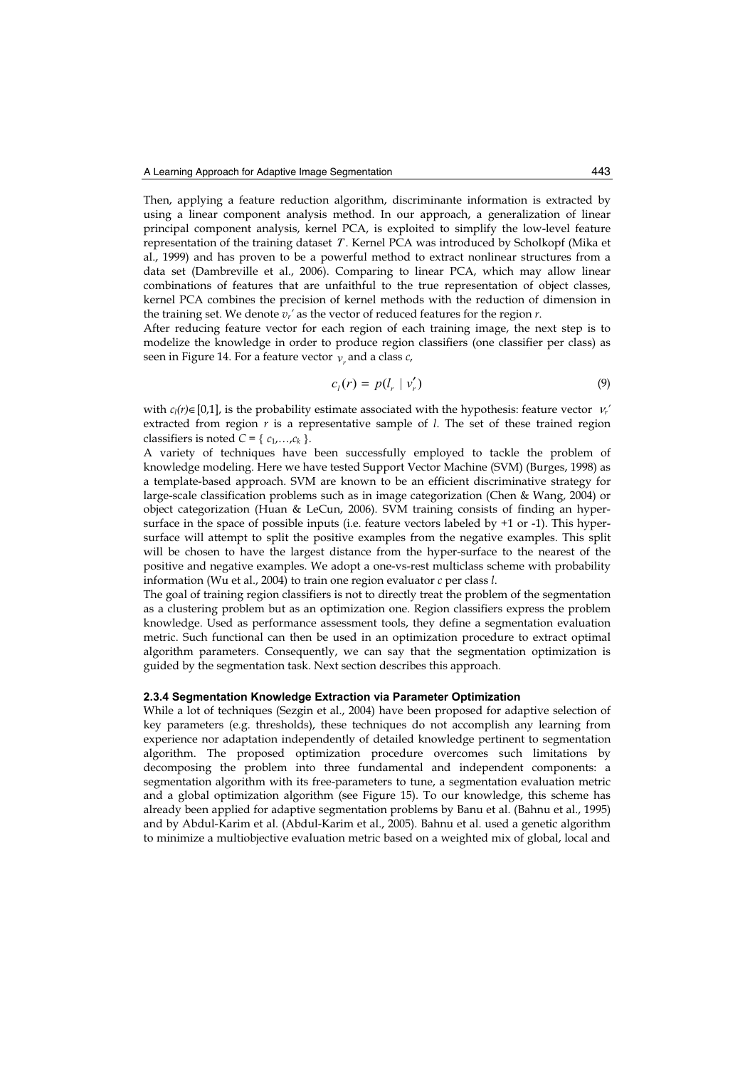Then, applying a feature reduction algorithm, discriminante information is extracted by using a linear component analysis method. In our approach, a generalization of linear principal component analysis, kernel PCA, is exploited to simplify the low-level feature representation of the training dataset $T$. Kernel PCA was introduced by Scholkopf (Mika et al., 1999) and has proven to be a powerful method to extract nonlinear structures from a data set (Dambreville et al., 2006). Comparing to linear PCA, which may allow linear combinations of features that are unfaithful to the true representation of object classes, kernel PCA combines the precision of kernel methods with the reduction of dimension in the training set. We denote $v_r'$ as the vector of reduced features for the region $r$.

After reducing feature vector for each region of each training image, the next step is to modelize the knowledge in order to produce region classifiers (one classifier per class) as seen in Figure 14. For a feature vector $v_r$ and a class $c$,

$$c_l(r) = p(l_r \mid v_r') \tag{9}$$

with $c_l(r) \in [0,1]$, is the probability estimate associated with the hypothesis: feature vector $v_r'$ extracted from region $r$ is a representative sample of $l$. The set of these trained region classifiers is noted $C = \{ c_1, \ldots, c_k \}$.

A variety of techniques have been successfully employed to tackle the problem of knowledge modeling. Here we have tested Support Vector Machine (SVM) (Burges, 1998) as a template-based approach. SVM are known to be an efficient discriminative strategy for large-scale classification problems such as in image categorization (Chen & Wang, 2004) or object categorization (Huan & LeCun, 2006). SVM training consists of finding an hyper-surface in the space of possible inputs (i.e. feature vectors labeled by +1 or -1). This hyper-surface will attempt to split the positive examples from the negative examples. This split will be chosen to have the largest distance from the hyper-surface to the nearest of the positive and negative examples. We adopt a one-vs-rest multiclass scheme with probability information (Wu et al., 2004) to train one region evaluator $c$ per class $l$.

The goal of training region classifiers is not to directly treat the problem of the segmentation as a clustering problem but as an optimization one. Region classifiers express the problem knowledge. Used as performance assessment tools, they define a segmentation evaluation metric. Such functional can then be used in an optimization procedure to extract optimal algorithm parameters. Consequently, we can say that the segmentation optimization is guided by the segmentation task. Next section describes this approach.

#### 2.3.4 Segmentation Knowledge Extraction via Parameter Optimization

While a lot of techniques (Sezgin et al., 2004) have been proposed for adaptive selection of key parameters (e.g. thresholds), these techniques do not accomplish any learning from experience nor adaptation independently of detailed knowledge pertinent to segmentation algorithm. The proposed optimization procedure overcomes such limitations by decomposing the problem into three fundamental and independent components: a segmentation algorithm with its free-parameters to tune, a segmentation evaluation metric and a global optimization algorithm (see Figure 15). To our knowledge, this scheme has already been applied for adaptive segmentation problems by Banu et al. (Bahnu et al., 1995) and by Abdul-Karim et al. (Abdul-Karim et al., 2005). Bahnu et al. used a genetic algorithm to minimize a multiobjective evaluation metric based on a weighted mix of global, local and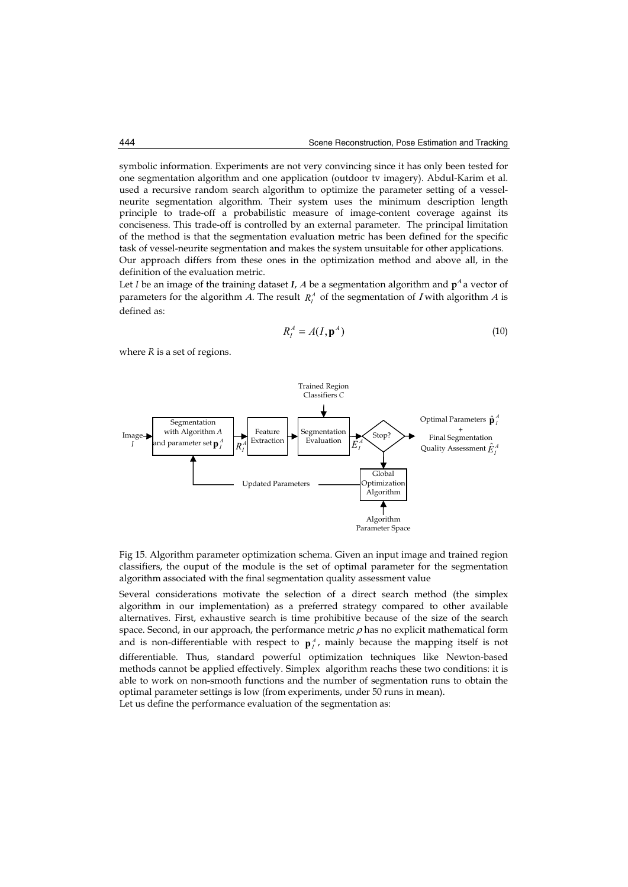symbolic information. Experiments are not very convincing since it has only been tested for one segmentation algorithm and one application (outdoor tv imagery). Abdul-Karim et al. used a recursive random search algorithm to optimize the parameter setting of a vessel-neurite segmentation algorithm. Their system uses the minimum description length principle to trade-off a probabilistic measure of image-content coverage against its conciseness. This trade-off is controlled by an external parameter. The principal limitation of the method is that the segmentation evaluation metric has been defined for the specific task of vessel-neurite segmentation and makes the system unsuitable for other applications.

Our approach differs from these ones in the optimization method and above all, in the definition of the evaluation metric.

Let $I$ be an image of the training dataset $\boldsymbol{I}$, $A$ be a segmentation algorithm and $\mathbf{p}^A$ a vector of parameters for the algorithm $A$. The result $R_I^A$ of the segmentation of $I$ with algorithm $A$ is defined as:

$$R_I^A = A(I, \mathbf{p}^A) \tag{10}$$

where $R$ is a set of regions.

Fig 15. Algorithm parameter optimization schema. Given an input image and trained region classifiers, the ouput of the module is the set of optimal parameter for the segmentation algorithm associated with the final segmentation quality assessment value

Several considerations motivate the selection of a direct search method (the simplex algorithm in our implementation) as a preferred strategy compared to other available alternatives. First, exhaustive search is time prohibitive because of the size of the search space. Second, in our approach, the performance metric $\rho$ has no explicit mathematical form and is non-differentiable with respect to $\mathbf{p}_I^A$, mainly because the mapping itself is not differentiable. Thus, standard powerful optimization techniques like Newton-based methods cannot be applied effectively. Simplex algorithm reachs these two conditions: it is able to work on non-smooth functions and the number of segmentation runs to obtain the optimal parameter settings is low (from experiments, under 50 runs in mean).

Let us define the performance evaluation of the segmentation as: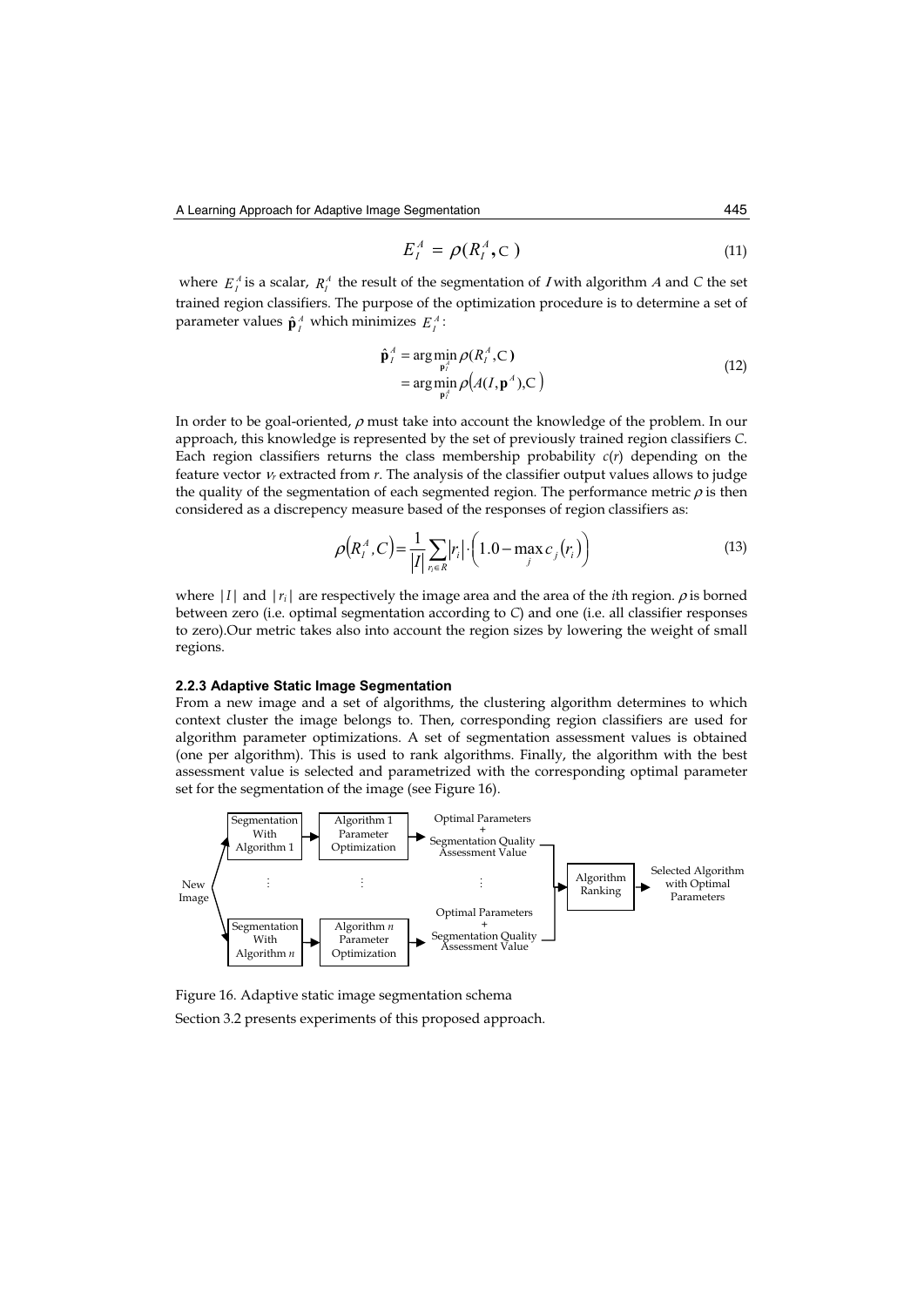$$E_I^A = \rho(R_I^A, \mathrm{C}) \tag{11}$$

where $E_I^A$ is a scalar, $R_I^A$ the result of the segmentation of $I$ with algorithm $A$ and $C$ the set trained region classifiers. The purpose of the optimization procedure is to determine a set of parameter values $\hat{\mathbf{p}}_I^A$ which minimizes $E_I^A$:

$$\begin{aligned} \hat{\mathbf{p}}_I^A &= \arg\min_{\mathbf{p}_I^A} \rho(R_I^A, \mathrm{C}) \\ &= \arg\min_{\mathbf{p}_I^A} \rho\left(A(I, \mathbf{p}^A), \mathrm{C}\right) \end{aligned} \tag{12}$$

In order to be goal-oriented, $\rho$ must take into account the knowledge of the problem. In our approach, this knowledge is represented by the set of previously trained region classifiers $C$. Each region classifiers returns the class membership probability $c(r)$ depending on the feature vector $v_r$ extracted from $r$. The analysis of the classifier output values allows to judge the quality of the segmentation of each segmented region. The performance metric $\rho$ is then considered as a discrepency measure based of the responses of region classifiers as:

$$\rho\left(R_I^A, C\right) = \frac{1}{|I|} \sum_{r_i \in R} |r_i| \cdot \left(1.0 - \max_j c_j(r_i)\right) \tag{13}$$

where $|I|$ and $|r_i|$ are respectively the image area and the area of the $i$th region. $\rho$ is borned between zero (i.e. optimal segmentation according to $C$) and one (i.e. all classifier responses to zero).Our metric takes also into account the region sizes by lowering the weight of small regions.

#### 2.2.3 Adaptive Static Image Segmentation

From a new image and a set of algorithms, the clustering algorithm determines to which context cluster the image belongs to. Then, corresponding region classifiers are used for algorithm parameter optimizations. A set of segmentation assessment values is obtained (one per algorithm). This is used to rank algorithms. Finally, the algorithm with the best assessment value is selected and parametrized with the corresponding optimal parameter set for the segmentation of the image (see Figure 16).

Figure 16. Adaptive static image segmentation schema

Section 3.2 presents experiments of this proposed approach.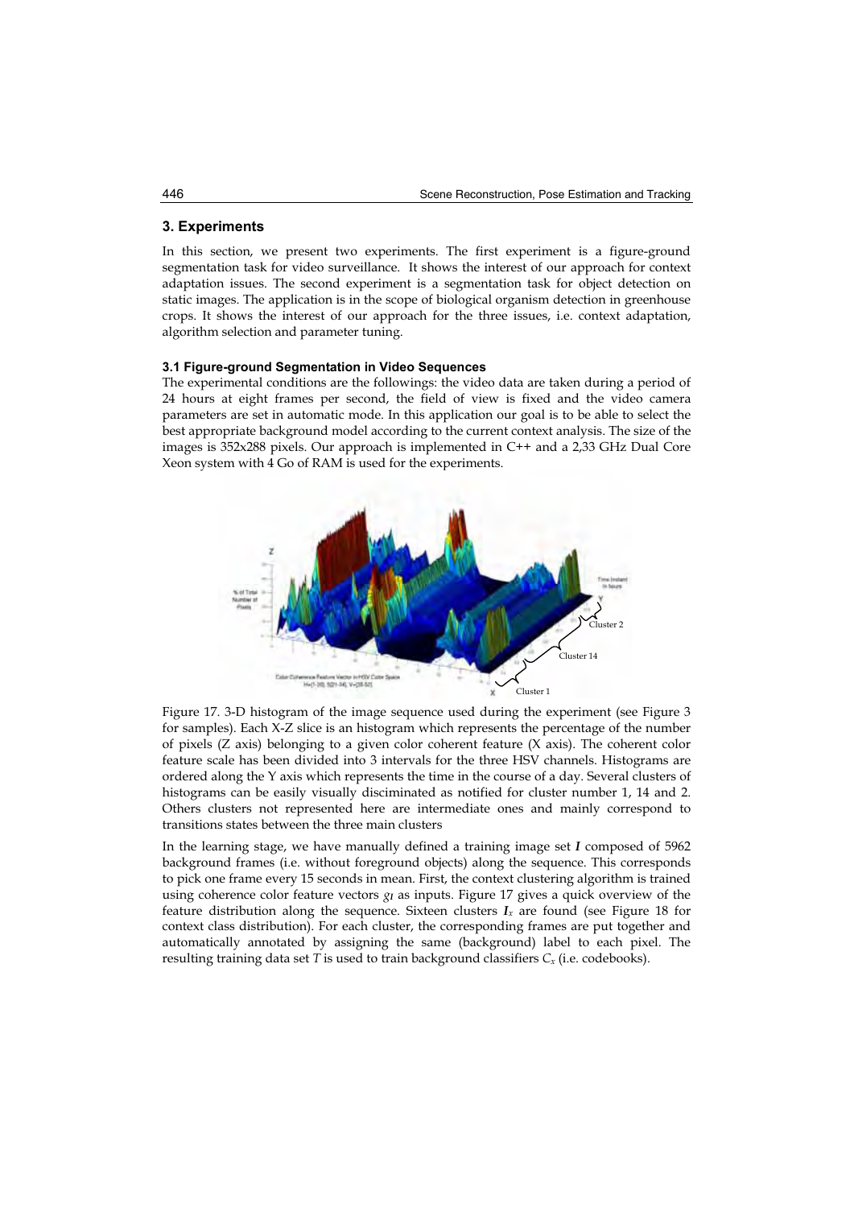## 3. Experiments

In this section, we present two experiments. The first experiment is a figure-ground segmentation task for video surveillance. It shows the interest of our approach for context adaptation issues. The second experiment is a segmentation task for object detection on static images. The application is in the scope of biological organism detection in greenhouse crops. It shows the interest of our approach for the three issues, i.e. context adaptation, algorithm selection and parameter tuning.

### 3.1 Figure-ground Segmentation in Video Sequences

The experimental conditions are the followings: the video data are taken during a period of 24 hours at eight frames per second, the field of view is fixed and the video camera parameters are set in automatic mode. In this application our goal is to be able to select the best appropriate background model according to the current context analysis. The size of the images is 352x288 pixels. Our approach is implemented in C++ and a 2,33 GHz Dual Core Xeon system with 4 Go of RAM is used for the experiments.

Figure 17. 3-D histogram of the image sequence used during the experiment (see Figure 3 for samples). Each X-Z slice is an histogram which represents the percentage of the number of pixels (Z axis) belonging to a given color coherent feature (X axis). The coherent color feature scale has been divided into 3 intervals for the three HSV channels. Histograms are ordered along the Y axis which represents the time in the course of a day. Several clusters of histograms can be easily visually disciminated as notified for cluster number 1, 14 and 2. Others clusters not represented here are intermediate ones and mainly correspond to transitions states between the three main clusters

In the learning stage, we have manually defined a training image set $\boldsymbol{I}$ composed of 5962 background frames (i.e. without foreground objects) along the sequence. This corresponds to pick one frame every 15 seconds in mean. First, the context clustering algorithm is trained using coherence color feature vectors $g_I$ as inputs. Figure 17 gives a quick overview of the feature distribution along the sequence. Sixteen clusters $\boldsymbol{I}_x$ are found (see Figure 18 for context class distribution). For each cluster, the corresponding frames are put together and automatically annotated by assigning the same (background) label to each pixel. The resulting training data set $T$ is used to train background classifiers $C_x$ (i.e. codebooks).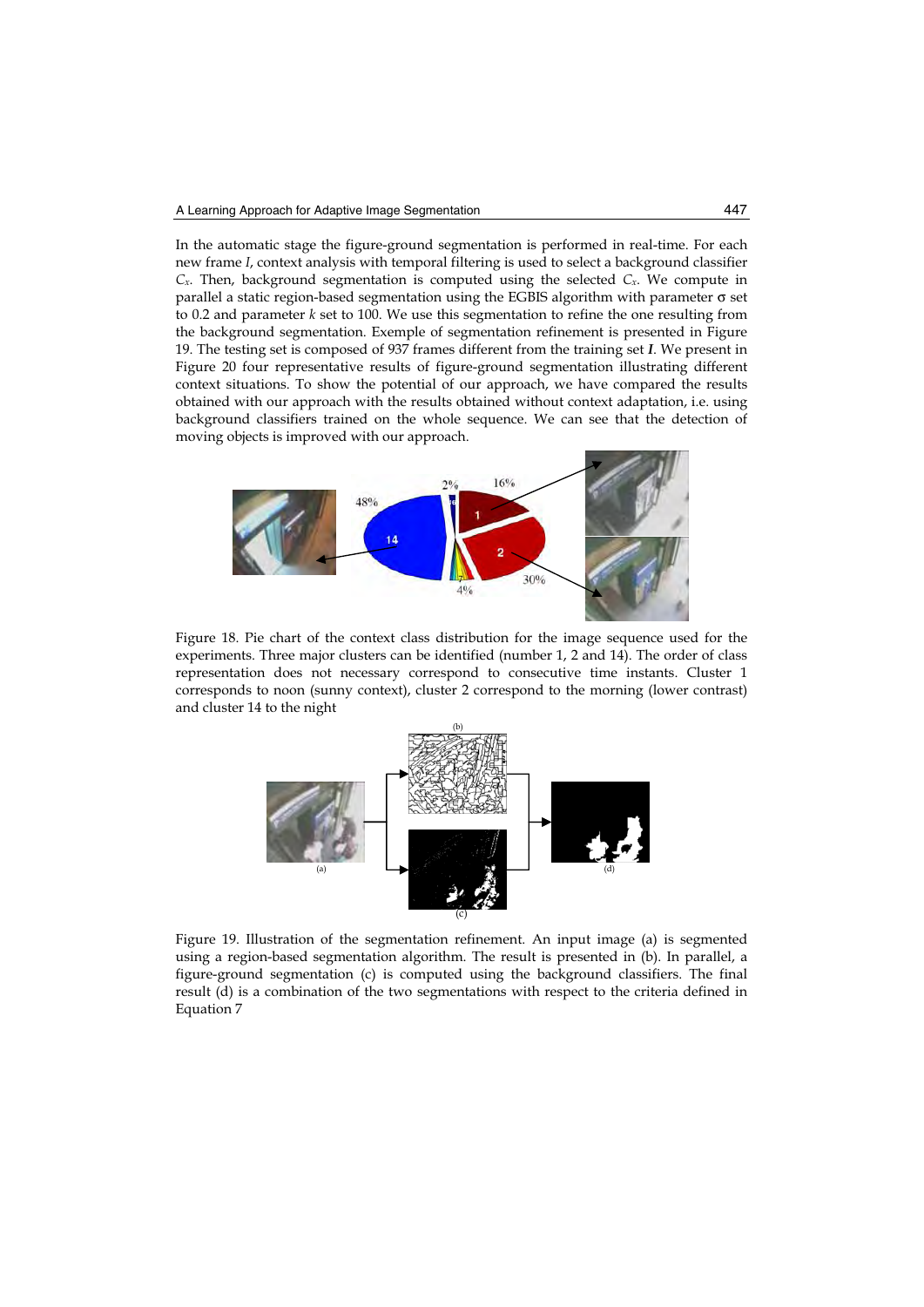In the automatic stage the figure-ground segmentation is performed in real-time. For each new frame $I$, context analysis with temporal filtering is used to select a background classifier $C_x$. Then, background segmentation is computed using the selected $C_x$. We compute in parallel a static region-based segmentation using the EGBIS algorithm with parameter σ set to 0.2 and parameter $k$ set to 100. We use this segmentation to refine the one resulting from the background segmentation. Exemple of segmentation refinement is presented in Figure 19. The testing set is composed of 937 frames different from the training set $\boldsymbol{I}$. We present in Figure 20 four representative results of figure-ground segmentation illustrating different context situations. To show the potential of our approach, we have compared the results obtained with our approach with the results obtained without context adaptation, i.e. using background classifiers trained on the whole sequence. We can see that the detection of moving objects is improved with our approach.

Figure 18. Pie chart of the context class distribution for the image sequence used for the experiments. Three major clusters can be identified (number 1, 2 and 14). The order of class representation does not necessary correspond to consecutive time instants. Cluster 1 corresponds to noon (sunny context), cluster 2 correspond to the morning (lower contrast) and cluster 14 to the night

Figure 19. Illustration of the segmentation refinement. An input image (a) is segmented using a region-based segmentation algorithm. The result is presented in (b). In parallel, a figure-ground segmentation (c) is computed using the background classifiers. The final result (d) is a combination of the two segmentations with respect to the criteria defined in Equation 7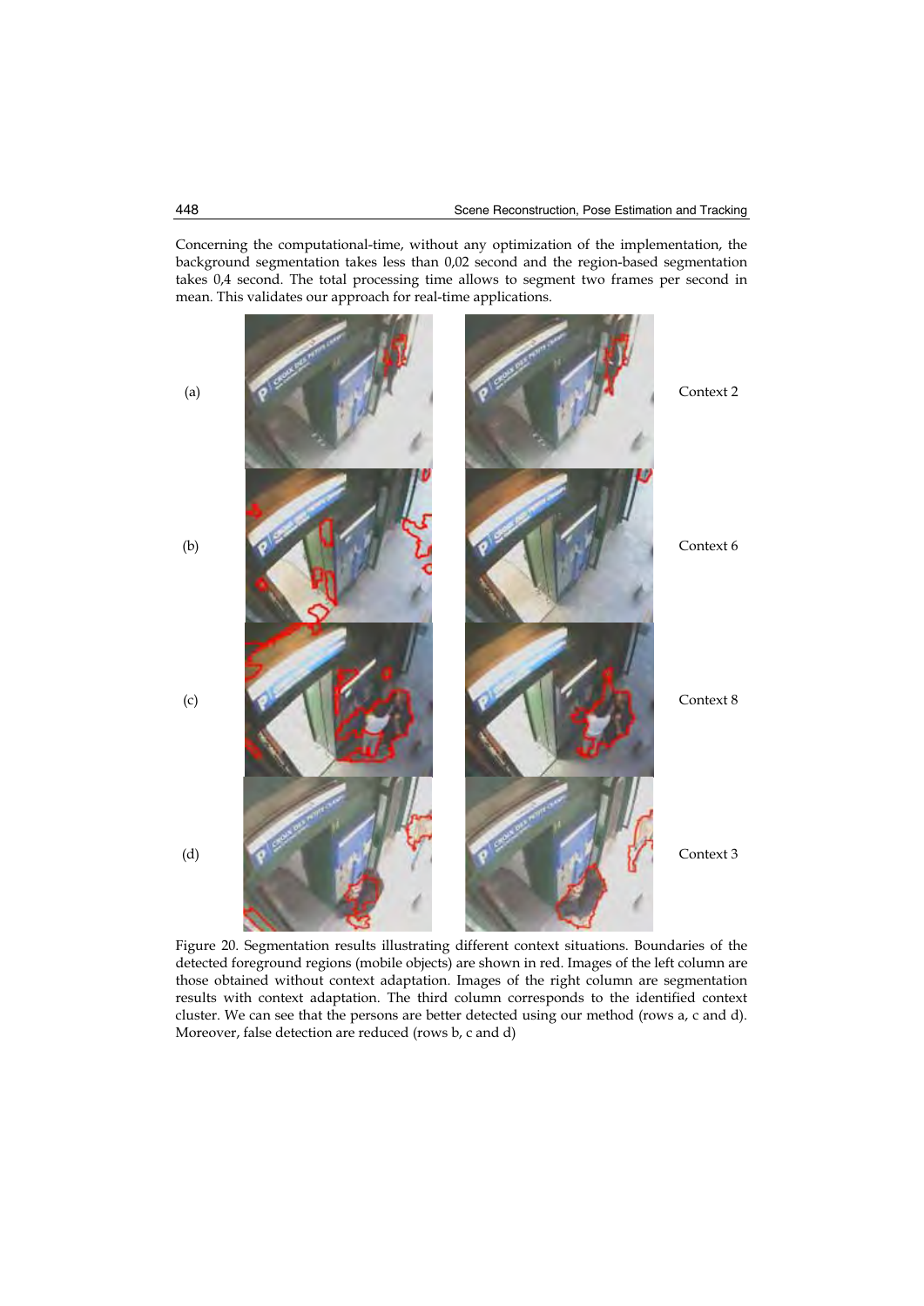Concerning the computational-time, without any optimization of the implementation, the background segmentation takes less than 0,02 second and the region-based segmentation takes 0,4 second. The total processing time allows to segment two frames per second in mean. This validates our approach for real-time applications.

(a) Context 2

(b) Context 6

(c) Context 8

(d) Context 3

Figure 20. Segmentation results illustrating different context situations. Boundaries of the detected foreground regions (mobile objects) are shown in red. Images of the left column are those obtained without context adaptation. Images of the right column are segmentation results with context adaptation. The third column corresponds to the identified context cluster. We can see that the persons are better detected using our method (rows a, c and d). Moreover, false detection are reduced (rows b, c and d)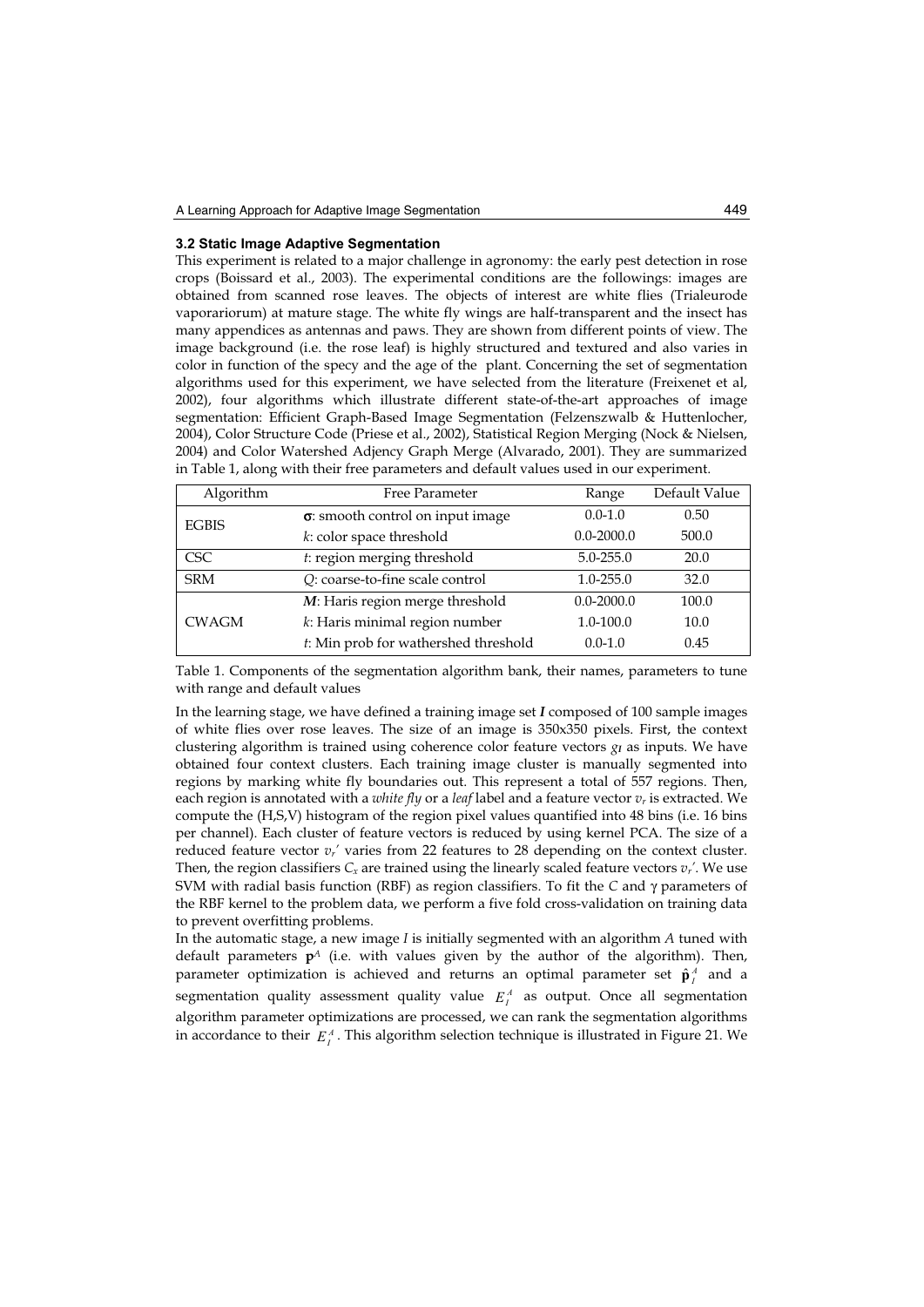### 3.2 Static Image Adaptive Segmentation

This experiment is related to a major challenge in agronomy: the early pest detection in rose crops (Boissard et al., 2003). The experimental conditions are the followings: images are obtained from scanned rose leaves. The objects of interest are white flies (Trialeurode vaporariorum) at mature stage. The white fly wings are half-transparent and the insect has many appendices as antennas and paws. They are shown from different points of view. The image background (i.e. the rose leaf) is highly structured and textured and also varies in color in function of the specy and the age of the plant. Concerning the set of segmentation algorithms used for this experiment, we have selected from the literature (Freixenet et al, 2002), four algorithms which illustrate different state-of-the-art approaches of image segmentation: Efficient Graph-Based Image Segmentation (Felzenszwalb & Huttenlocher, 2004), Color Structure Code (Priese et al., 2002), Statistical Region Merging (Nock & Nielsen, 2004) and Color Watershed Adjency Graph Merge (Alvarado, 2001). They are summarized in Table 1, along with their free parameters and default values used in our experiment.

| Algorithm | Free Parameter | Range | Default Value |
|---|---|---|---|
| EGBIS | $\sigma$: smooth control on input image | 0.0-1.0 | 0.50 |
| | $k$: color space threshold | 0.0-2000.0 | 500.0 |
| CSC | $t$: region merging threshold | 5.0-255.0 | 20.0 |
| SRM | $Q$: coarse-to-fine scale control | 1.0-255.0 | 32.0 |
| CWAGM | $M$: Haris region merge threshold | 0.0-2000.0 | 100.0 |
| | $k$: Haris minimal region number | 1.0-100.0 | 10.0 |
| | $t$: Min prob for wathershed threshold | 0.0-1.0 | 0.45 |

Table 1. Components of the segmentation algorithm bank, their names, parameters to tune with range and default values

In the learning stage, we have defined a training image set $\boldsymbol{I}$ composed of 100 sample images of white flies over rose leaves. The size of an image is 350x350 pixels. First, the context clustering algorithm is trained using coherence color feature vectors $g_I$ as inputs. We have obtained four context clusters. Each training image cluster is manually segmented into regions by marking white fly boundaries out. This represent a total of 557 regions. Then, each region is annotated with a *white fly* or a *leaf* label and a feature vector $v_r$ is extracted. We compute the (H,S,V) histogram of the region pixel values quantified into 48 bins (i.e. 16 bins per channel). Each cluster of feature vectors is reduced by using kernel PCA. The size of a reduced feature vector $v_r'$ varies from 22 features to 28 depending on the context cluster. Then, the region classifiers $C_x$ are trained using the linearly scaled feature vectors $v_r'$. We use SVM with radial basis function (RBF) as region classifiers. To fit the $C$ and $\gamma$ parameters of the RBF kernel to the problem data, we perform a five fold cross-validation on training data to prevent overfitting problems.

In the automatic stage, a new image $I$ is initially segmented with an algorithm $A$ tuned with default parameters $\mathbf{p}^A$ (i.e. with values given by the author of the algorithm). Then, parameter optimization is achieved and returns an optimal parameter set $\hat{\mathbf{p}}_I^A$ and a segmentation quality assessment quality value $E_I^A$ as output. Once all segmentation algorithm parameter optimizations are processed, we can rank the segmentation algorithms in accordance to their $E_I^A$. This algorithm selection technique is illustrated in Figure 21. We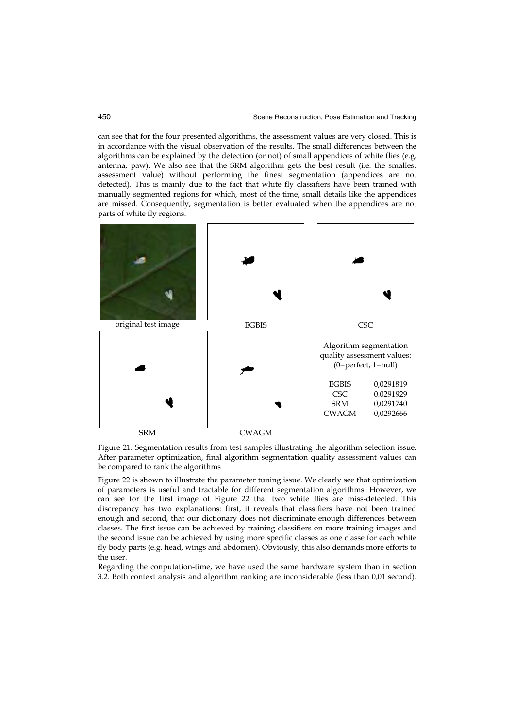can see that for the four presented algorithms, the assessment values are very closed. This is in accordance with the visual observation of the results. The small differences between the algorithms can be explained by the detection (or not) of small appendices of white flies (e.g. antenna, paw). We also see that the SRM algorithm gets the best result (i.e. the smallest assessment value) without performing the finest segmentation (appendices are not detected). This is mainly due to the fact that white fly classifiers have been trained with manually segmented regions for which, most of the time, small details like the appendices are missed. Consequently, segmentation is better evaluated when the appendices are not parts of white fly regions.

original test image

EGBIS

CSC

SRM

CWAGM

Algorithm segmentation quality assessment values: (0=perfect, 1=null)

EGBIS 0,0291819
CSC 0,0291929
SRM 0,0291740
CWAGM 0,0292666

Figure 21. Segmentation results from test samples illustrating the algorithm selection issue. After parameter optimization, final algorithm segmentation quality assessment values can be compared to rank the algorithms

Figure 22 is shown to illustrate the parameter tuning issue. We clearly see that optimization of parameters is useful and tractable for different segmentation algorithms. However, we can see for the first image of Figure 22 that two white flies are miss-detected. This discrepancy has two explanations: first, it reveals that classifiers have not been trained enough and second, that our dictionary does not discriminate enough differences between classes. The first issue can be achieved by training classifiers on more training images and the second issue can be achieved by using more specific classes as one classe for each white fly body parts (e.g. head, wings and abdomen). Obviously, this also demands more efforts to the user.

Regarding the conputation-time, we have used the same hardware system than in section 3.2. Both context analysis and algorithm ranking are inconsiderable (less than 0,01 second).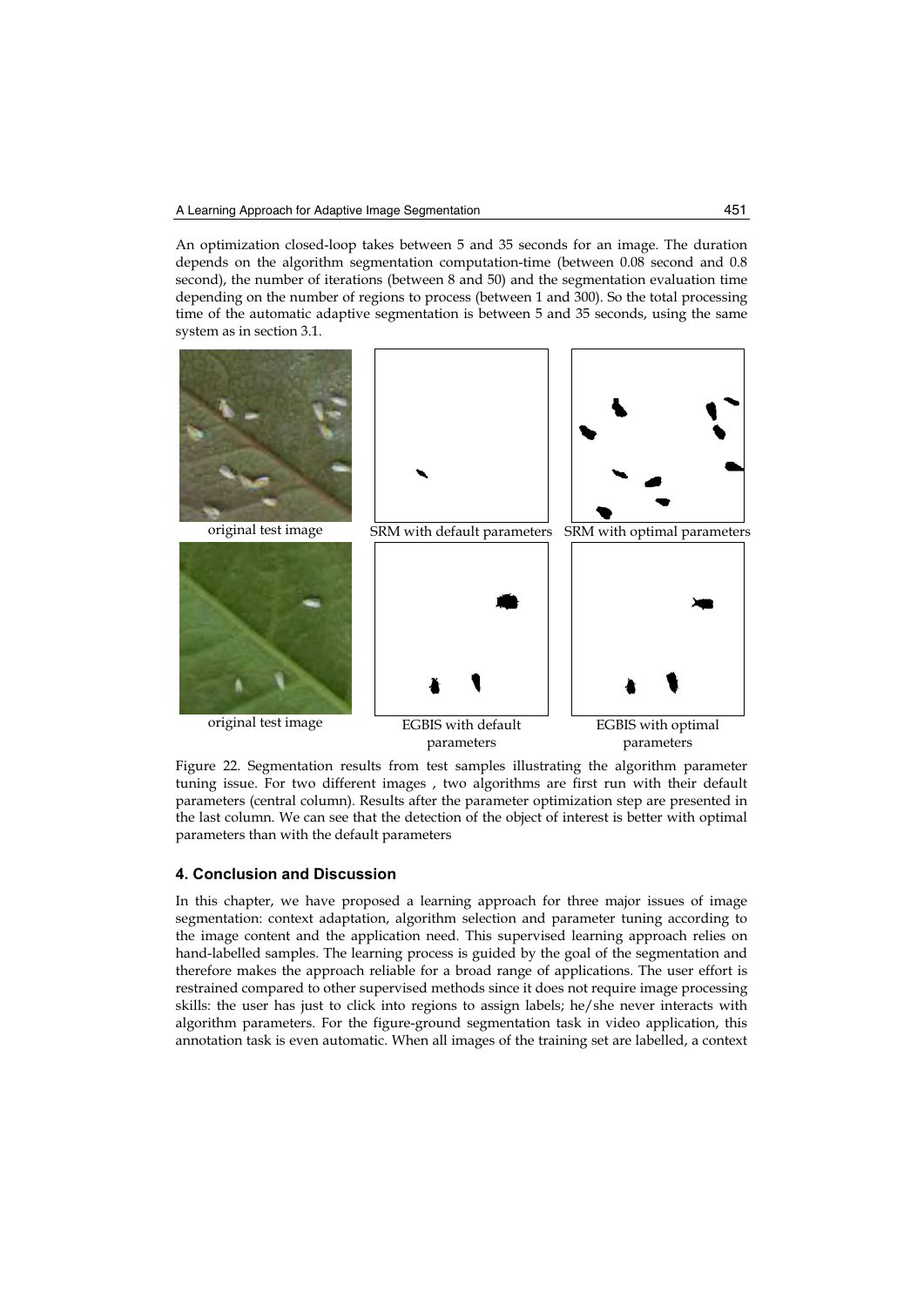An optimization closed-loop takes between 5 and 35 seconds for an image. The duration depends on the algorithm segmentation computation-time (between 0.08 second and 0.8 second), the number of iterations (between 8 and 50) and the segmentation evaluation time depending on the number of regions to process (between 1 and 300). So the total processing time of the automatic adaptive segmentation is between 5 and 35 seconds, using the same system as in section 3.1.

original test image | SRM with default parameters | SRM with optimal parameters

original test image | EGBIS with default parameters | EGBIS with optimal parameters

Figure 22. Segmentation results from test samples illustrating the algorithm parameter tuning issue. For two different images , two algorithms are first run with their default parameters (central column). Results after the parameter optimization step are presented in the last column. We can see that the detection of the object of interest is better with optimal parameters than with the default parameters

## 4. Conclusion and Discussion

In this chapter, we have proposed a learning approach for three major issues of image segmentation: context adaptation, algorithm selection and parameter tuning according to the image content and the application need. This supervised learning approach relies on hand-labelled samples. The learning process is guided by the goal of the segmentation and therefore makes the approach reliable for a broad range of applications. The user effort is restrained compared to other supervised methods since it does not require image processing skills: the user has just to click into regions to assign labels; he/she never interacts with algorithm parameters. For the figure-ground segmentation task in video application, this annotation task is even automatic. When all images of the training set are labelled, a context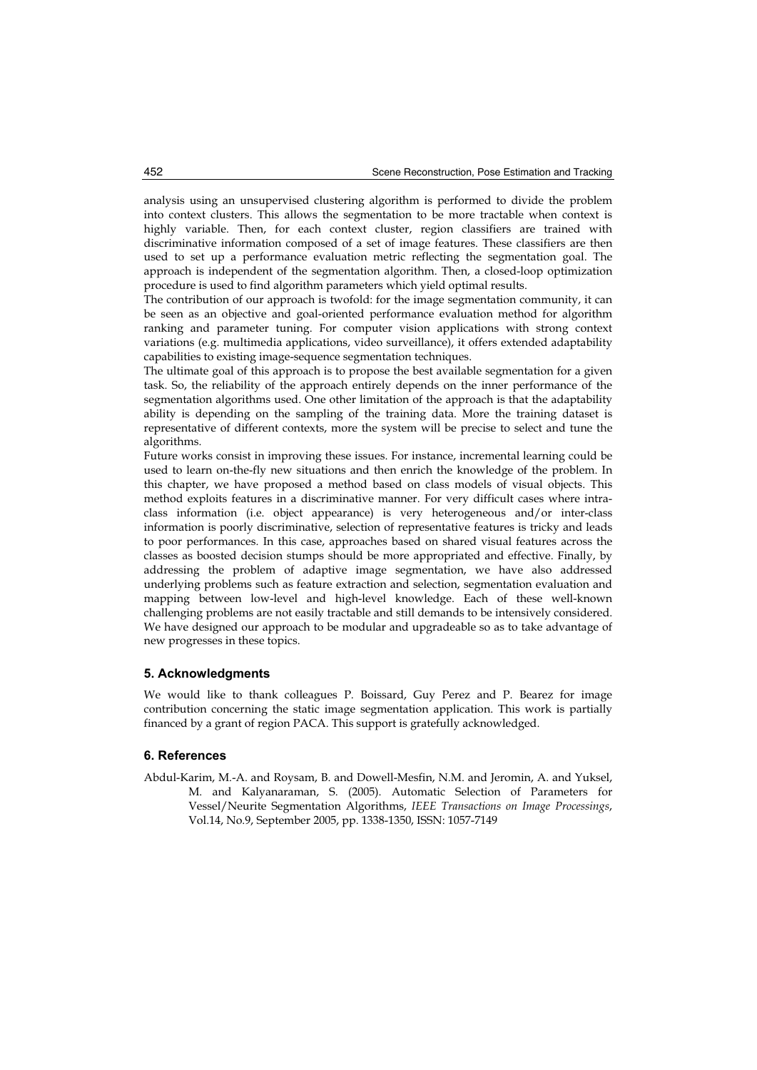analysis using an unsupervised clustering algorithm is performed to divide the problem into context clusters. This allows the segmentation to be more tractable when context is highly variable. Then, for each context cluster, region classifiers are trained with discriminative information composed of a set of image features. These classifiers are then used to set up a performance evaluation metric reflecting the segmentation goal. The approach is independent of the segmentation algorithm. Then, a closed-loop optimization procedure is used to find algorithm parameters which yield optimal results.

The contribution of our approach is twofold: for the image segmentation community, it can be seen as an objective and goal-oriented performance evaluation method for algorithm ranking and parameter tuning. For computer vision applications with strong context variations (e.g. multimedia applications, video surveillance), it offers extended adaptability capabilities to existing image-sequence segmentation techniques.

The ultimate goal of this approach is to propose the best available segmentation for a given task. So, the reliability of the approach entirely depends on the inner performance of the segmentation algorithms used. One other limitation of the approach is that the adaptability ability is depending on the sampling of the training data. More the training dataset is representative of different contexts, more the system will be precise to select and tune the algorithms.

Future works consist in improving these issues. For instance, incremental learning could be used to learn on-the-fly new situations and then enrich the knowledge of the problem. In this chapter, we have proposed a method based on class models of visual objects. This method exploits features in a discriminative manner. For very difficult cases where intra-class information (i.e. object appearance) is very heterogeneous and/or inter-class information is poorly discriminative, selection of representative features is tricky and leads to poor performances. In this case, approaches based on shared visual features across the classes as boosted decision stumps should be more appropriated and effective. Finally, by addressing the problem of adaptive image segmentation, we have also addressed underlying problems such as feature extraction and selection, segmentation evaluation and mapping between low-level and high-level knowledge. Each of these well-known challenging problems are not easily tractable and still demands to be intensively considered. We have designed our approach to be modular and upgradeable so as to take advantage of new progresses in these topics.

## 5. Acknowledgments

We would like to thank colleagues P. Boissard, Guy Perez and P. Bearez for image contribution concerning the static image segmentation application. This work is partially financed by a grant of region PACA. This support is gratefully acknowledged.

## 6. References

Abdul-Karim, M.-A. and Roysam, B. and Dowell-Mesfin, N.M. and Jeromin, A. and Yuksel, M. and Kalyanaraman, S. (2005). Automatic Selection of Parameters for Vessel/Neurite Segmentation Algorithms, *IEEE Transactions on Image Processings*, Vol.14, No.9, September 2005, pp. 1338-1350, ISSN: 1057-7149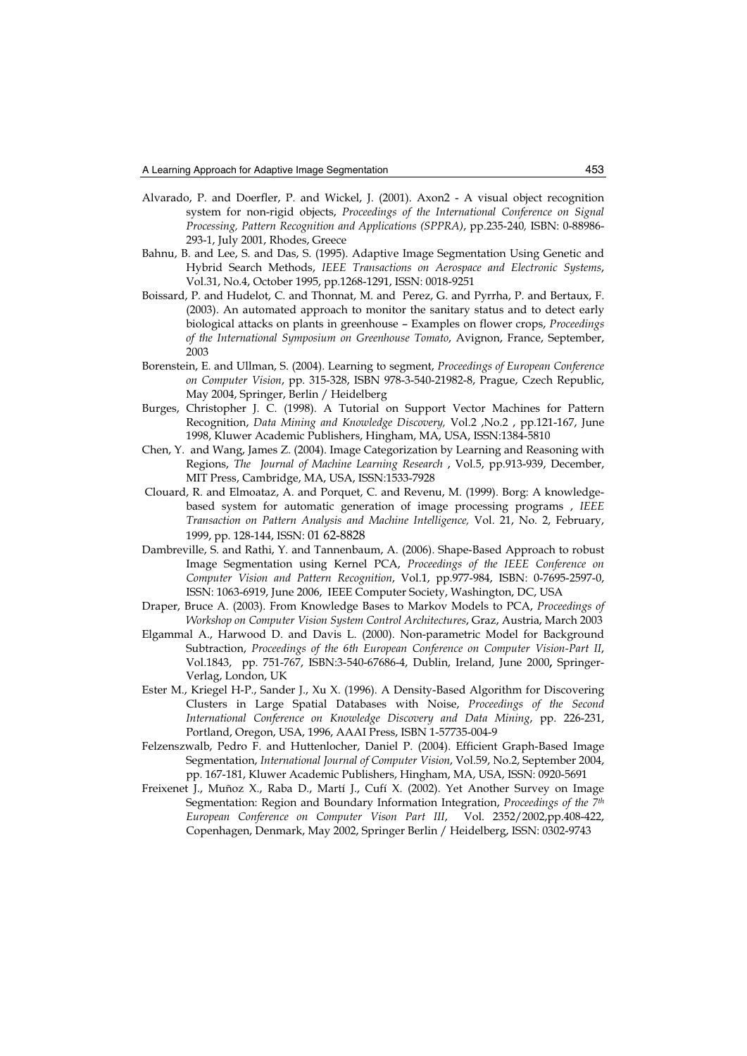Alvarado, P. and Doerfler, P. and Wickel, J. (2001). Axon2 - A visual object recognition system for non-rigid objects, *Proceedings of the International Conference on Signal Processing, Pattern Recognition and Applications (SPPRA)*, pp.235-240, ISBN: 0-88986-293-1, July 2001, Rhodes, Greece

Bahnu, B. and Lee, S. and Das, S. (1995). Adaptive Image Segmentation Using Genetic and Hybrid Search Methods, *IEEE Transactions on Aerospace and Electronic Systems*, Vol.31, No.4, October 1995, pp.1268-1291, ISSN: 0018-9251

Boissard, P. and Hudelot, C. and Thonnat, M. and Perez, G. and Pyrrha, P. and Bertaux, F. (2003). An automated approach to monitor the sanitary status and to detect early biological attacks on plants in greenhouse – Examples on flower crops, *Proceedings of the International Symposium on Greenhouse Tomato*, Avignon, France, September, 2003

Borenstein, E. and Ullman, S. (2004). Learning to segment, *Proceedings of European Conference on Computer Vision*, pp. 315-328, ISBN 978-3-540-21982-8, Prague, Czech Republic, May 2004, Springer, Berlin / Heidelberg

Burges, Christopher J. C. (1998). A Tutorial on Support Vector Machines for Pattern Recognition, *Data Mining and Knowledge Discovery,* Vol.2 ,No.2 , pp.121-167, June 1998, Kluwer Academic Publishers, Hingham, MA, USA, ISSN:1384-5810

Chen, Y. and Wang, James Z. (2004). Image Categorization by Learning and Reasoning with Regions, *The Journal of Machine Learning Research* , Vol.5, pp.913-939, December, MIT Press, Cambridge, MA, USA, ISSN:1533-7928

Clouard, R. and Elmoataz, A. and Porquet, C. and Revenu, M. (1999). Borg: A knowledge-based system for automatic generation of image processing programs , *IEEE Transaction on Pattern Analysis and Machine Intelligence,* Vol. 21, No. 2, February, 1999, pp. 128-144, ISSN: 01 62-8828

Dambreville, S. and Rathi, Y. and Tannenbaum, A. (2006). Shape-Based Approach to robust Image Segmentation using Kernel PCA, *Proceedings of the IEEE Conference on Computer Vision and Pattern Recognition*, Vol.1, pp.977-984, ISBN: 0-7695-2597-0, ISSN: 1063-6919, June 2006, IEEE Computer Society, Washington, DC, USA

Draper, Bruce A. (2003). From Knowledge Bases to Markov Models to PCA, *Proceedings of Workshop on Computer Vision System Control Architectures*, Graz, Austria, March 2003

Elgammal A., Harwood D. and Davis L. (2000). Non-parametric Model for Background Subtraction, *Proceedings of the 6th European Conference on Computer Vision-Part II*, Vol.1843, pp. 751-767, ISBN:3-540-67686-4, Dublin, Ireland, June 2000**,** Springer-Verlag, London, UK

Ester M., Kriegel H-P., Sander J., Xu X. (1996). A Density-Based Algorithm for Discovering Clusters in Large Spatial Databases with Noise, *Proceedings of the Second International Conference on Knowledge Discovery and Data Mining,* pp. 226-231, Portland, Oregon, USA, 1996, AAAI Press, ISBN 1-57735-004-9

Felzenszwalb, Pedro F. and Huttenlocher, Daniel P. (2004). Efficient Graph-Based Image Segmentation, *International Journal of Computer Vision*, Vol.59, No.2, September 2004, pp. 167-181, Kluwer Academic Publishers, Hingham, MA, USA, ISSN: 0920-5691

Freixenet J., Muñoz X., Raba D., Martí J., Cufí X. (2002). Yet Another Survey on Image Segmentation: Region and Boundary Information Integration, *Proceedings of the 7th European Conference on Computer Vison Part III*, Vol. 2352/2002,pp.408-422, Copenhagen, Denmark, May 2002, Springer Berlin / Heidelberg, ISSN: 0302-9743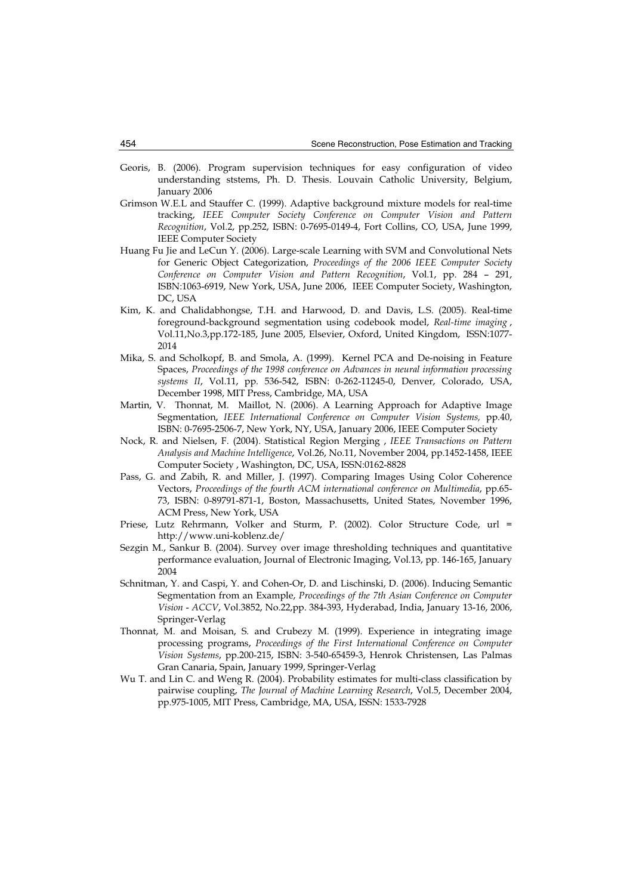Georis, B. (2006). Program supervision techniques for easy configuration of video understanding ststems, Ph. D. Thesis. Louvain Catholic University, Belgium, January 2006

Grimson W.E.L and Stauffer C. (1999). Adaptive background mixture models for real-time tracking, *IEEE Computer Society Conference on Computer Vision and Pattern Recognition*, Vol.2, pp.252, ISBN: 0-7695-0149-4, Fort Collins, CO, USA, June 1999, IEEE Computer Society

Huang Fu Jie and LeCun Y. (2006). Large-scale Learning with SVM and Convolutional Nets for Generic Object Categorization, *Proceedings of the 2006 IEEE Computer Society Conference on Computer Vision and Pattern Recognition*, Vol.1, pp. 284 – 291, ISBN:1063-6919, New York, USA, June 2006, IEEE Computer Society, Washington, DC, USA

Kim, K. and Chalidabhongse, T.H. and Harwood, D. and Davis, L.S. (2005). Real-time foreground-background segmentation using codebook model, *Real-time imaging* , Vol.11,No.3,pp.172-185, June 2005, Elsevier, Oxford, United Kingdom, ISSN:1077-2014

Mika, S. and Scholkopf, B. and Smola, A. (1999). Kernel PCA and De-noising in Feature Spaces, *Proceedings of the 1998 conference on Advances in neural information processing systems II*, Vol.11, pp. 536-542, ISBN: 0-262-11245-0, Denver, Colorado, USA, December 1998, MIT Press, Cambridge, MA, USA

Martin, V. Thonnat, M. Maillot, N. (2006). A Learning Approach for Adaptive Image Segmentation, *IEEE International Conference on Computer Vision Systems,* pp.40, ISBN: 0-7695-2506-7, New York, NY, USA, January 2006, IEEE Computer Society

Nock, R. and Nielsen, F. (2004). Statistical Region Merging , *IEEE Transactions on Pattern Analysis and Machine Intelligence*, Vol.26, No.11, November 2004, pp.1452-1458, IEEE Computer Society , Washington, DC, USA, ISSN:0162-8828

Pass, G. and Zabih, R. and Miller, J. (1997). Comparing Images Using Color Coherence Vectors, *Proceedings of the fourth ACM international conference on Multimedia*, pp.65-73, ISBN: 0-89791-871-1, Boston, Massachusetts, United States, November 1996, ACM Press, New York, USA

Priese, Lutz Rehrmann, Volker and Sturm, P. (2002). Color Structure Code, url = http://www.uni-koblenz.de/

Sezgin M., Sankur B. (2004). Survey over image thresholding techniques and quantitative performance evaluation, Journal of Electronic Imaging, Vol.13, pp. 146-165, January 2004

Schnitman, Y. and Caspi, Y. and Cohen-Or, D. and Lischinski, D. (2006). Inducing Semantic Segmentation from an Example, *Proceedings of the 7th Asian Conference on Computer Vision - ACCV*, Vol.3852, No.22,pp. 384-393, Hyderabad, India, January 13-16, 2006, Springer-Verlag

Thonnat, M. and Moisan, S. and Crubezy M. (1999). Experience in integrating image processing programs, *Proceedings of the First International Conference on Computer Vision Systems*, pp.200-215, ISBN: 3-540-65459-3, Henrok Christensen, Las Palmas Gran Canaria, Spain, January 1999, Springer-Verlag

Wu T. and Lin C. and Weng R. (2004). Probability estimates for multi-class classification by pairwise coupling, *The Journal of Machine Learning Research*, Vol.5, December 2004, pp.975-1005, MIT Press, Cambridge, MA, USA, ISSN: 1533-7928